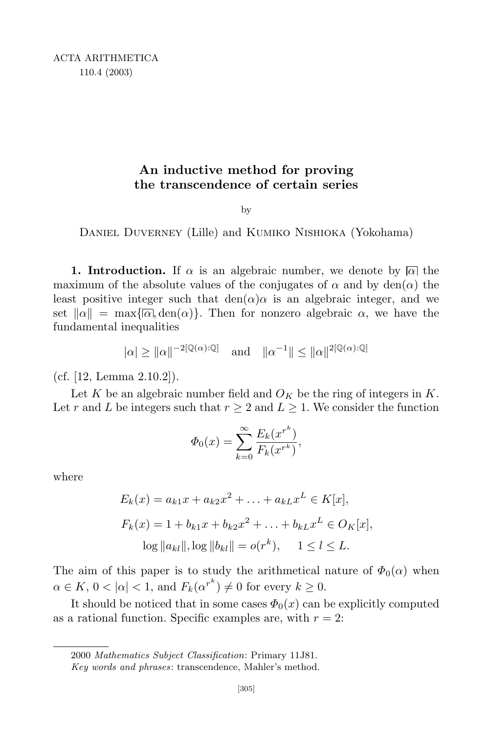ACTA ARITHMETICA
110.4 (2003)

# An inductive method for proving the transcendence of certain series

by

Daniel Duverney (Lille) and Kumiko Nishioka (Yokohama)

**1. Introduction.** If $\alpha$ is an algebraic number, we denote by $\overline{|\alpha|}$ the maximum of the absolute values of the conjugates of $\alpha$ and by $\mathrm{den}(\alpha)$ the least positive integer such that $\mathrm{den}(\alpha)\alpha$ is an algebraic integer, and we set $\|\alpha\| = \max\{\overline{|\alpha|}, \mathrm{den}(\alpha)\}$. Then for nonzero algebraic $\alpha$, we have the fundamental inequalities

$$|\alpha| \geq \|\alpha\|^{-2[\mathbb{Q}(\alpha):\mathbb{Q}]} \quad \text{and} \quad \|\alpha^{-1}\| \leq \|\alpha\|^{2[\mathbb{Q}(\alpha):\mathbb{Q}]}$$

(cf. [12, Lemma 2.10.2]).

Let $K$ be an algebraic number field and $O_K$ be the ring of integers in $K$. Let $r$ and $L$ be integers such that $r \geq 2$ and $L \geq 1$. We consider the function

$$\Phi_0(x) = \sum_{k=0}^{\infty} \frac{E_k(x^{r^k})}{F_k(x^{r^k})},$$

where

$$E_k(x) = a_{k1}x + a_{k2}x^2 + \ldots + a_{kL}x^L \in K[x],$$

$$F_k(x) = 1 + b_{k1}x + b_{k2}x^2 + \ldots + b_{kL}x^L \in O_K[x],$$

$$\log\|a_{kl}\|, \log\|b_{kl}\| = o(r^k), \quad 1 \leq l \leq L.$$

The aim of this paper is to study the arithmetical nature of $\Phi_0(\alpha)$ when $\alpha \in K$, $0 < |\alpha| < 1$, and $F_k(\alpha^{r^k}) \neq 0$ for every $k \geq 0$.

It should be noticed that in some cases $\Phi_0(x)$ can be explicitly computed as a rational function. Specific examples are, with $r = 2$:

2000 *Mathematics Subject Classification*: Primary 11J81.

*Key words and phrases*: transcendence, Mahler's method.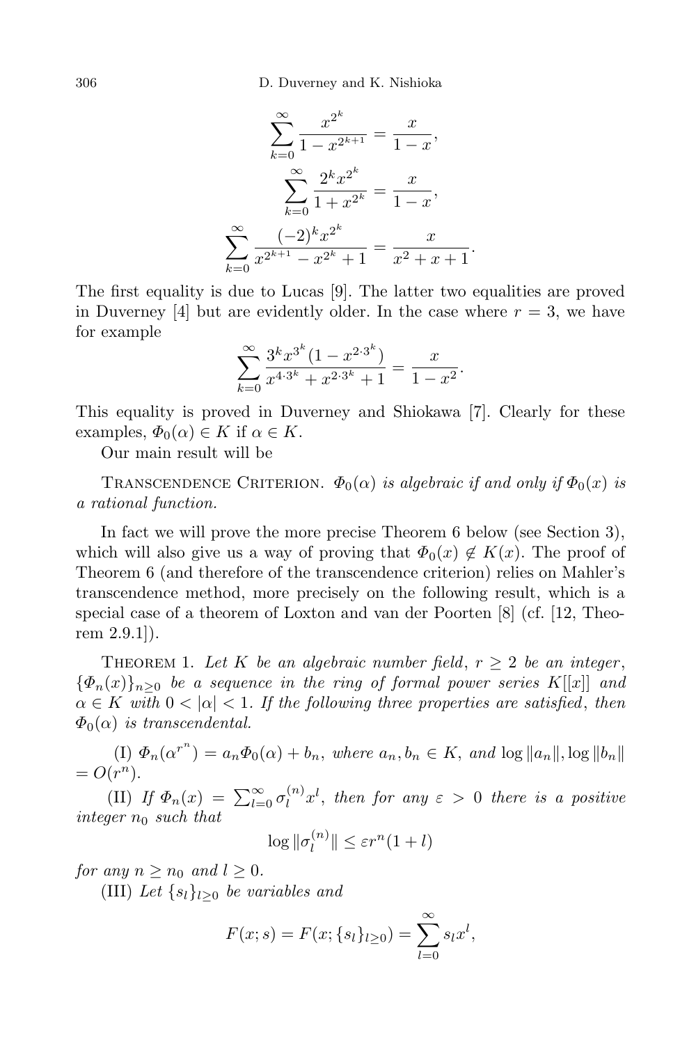$$\sum_{k=0}^{\infty} \frac{x^{2^k}}{1-x^{2^{k+1}}} = \frac{x}{1-x},$$

$$\sum_{k=0}^{\infty} \frac{2^k x^{2^k}}{1+x^{2^k}} = \frac{x}{1-x},$$

$$\sum_{k=0}^{\infty} \frac{(-2)^k x^{2^k}}{x^{2^{k+1}} - x^{2^k} + 1} = \frac{x}{x^2+x+1}.$$

The first equality is due to Lucas [9]. The latter two equalities are proved in Duverney [4] but are evidently older. In the case where $r = 3$, we have for example

$$\sum_{k=0}^{\infty} \frac{3^k x^{3^k}(1-x^{2\cdot 3^k})}{x^{4\cdot 3^k} + x^{2\cdot 3^k} + 1} = \frac{x}{1-x^2}.$$

This equality is proved in Duverney and Shiokawa [7]. Clearly for these examples, $\Phi_0(\alpha) \in K$ if $\alpha \in K$.

Our main result will be

Transcendence Criterion. *$\Phi_0(\alpha)$ is algebraic if and only if $\Phi_0(x)$ is a rational function.*

In fact we will prove the more precise Theorem 6 below (see Section 3), which will also give us a way of proving that $\Phi_0(x) \notin K(x)$. The proof of Theorem 6 (and therefore of the transcendence criterion) relies on Mahler's transcendence method, more precisely on the following result, which is a special case of a theorem of Loxton and van der Poorten [8] (cf. [12, Theorem 2.9.1]).

Theorem 1. *Let $K$ be an algebraic number field, $r \geq 2$ be an integer, $\{\Phi_n(x)\}_{n\geq 0}$ be a sequence in the ring of formal power series $K[[x]]$ and $\alpha \in K$ with $0 < |\alpha| < 1$. If the following three properties are satisfied, then $\Phi_0(\alpha)$ is transcendental.*

(I) *$\Phi_n(\alpha^{r^n}) = a_n\Phi_0(\alpha) + b_n$, where $a_n, b_n \in K$, and $\log \|a_n\|, \log \|b_n\| = O(r^n)$.*

(II) *If $\Phi_n(x) = \sum_{l=0}^{\infty} \sigma_l^{(n)} x^l$, then for any $\varepsilon > 0$ there is a positive integer $n_0$ such that*

$$\log \|\sigma_l^{(n)}\| \leq \varepsilon r^n (1+l)$$

*for any $n \geq n_0$ and $l \geq 0$.*

(III) *Let $\{s_l\}_{l\geq 0}$ be variables and*

$$F(x; s) = F(x; \{s_l\}_{l\geq 0}) = \sum_{l=0}^{\infty} s_l x^l,$$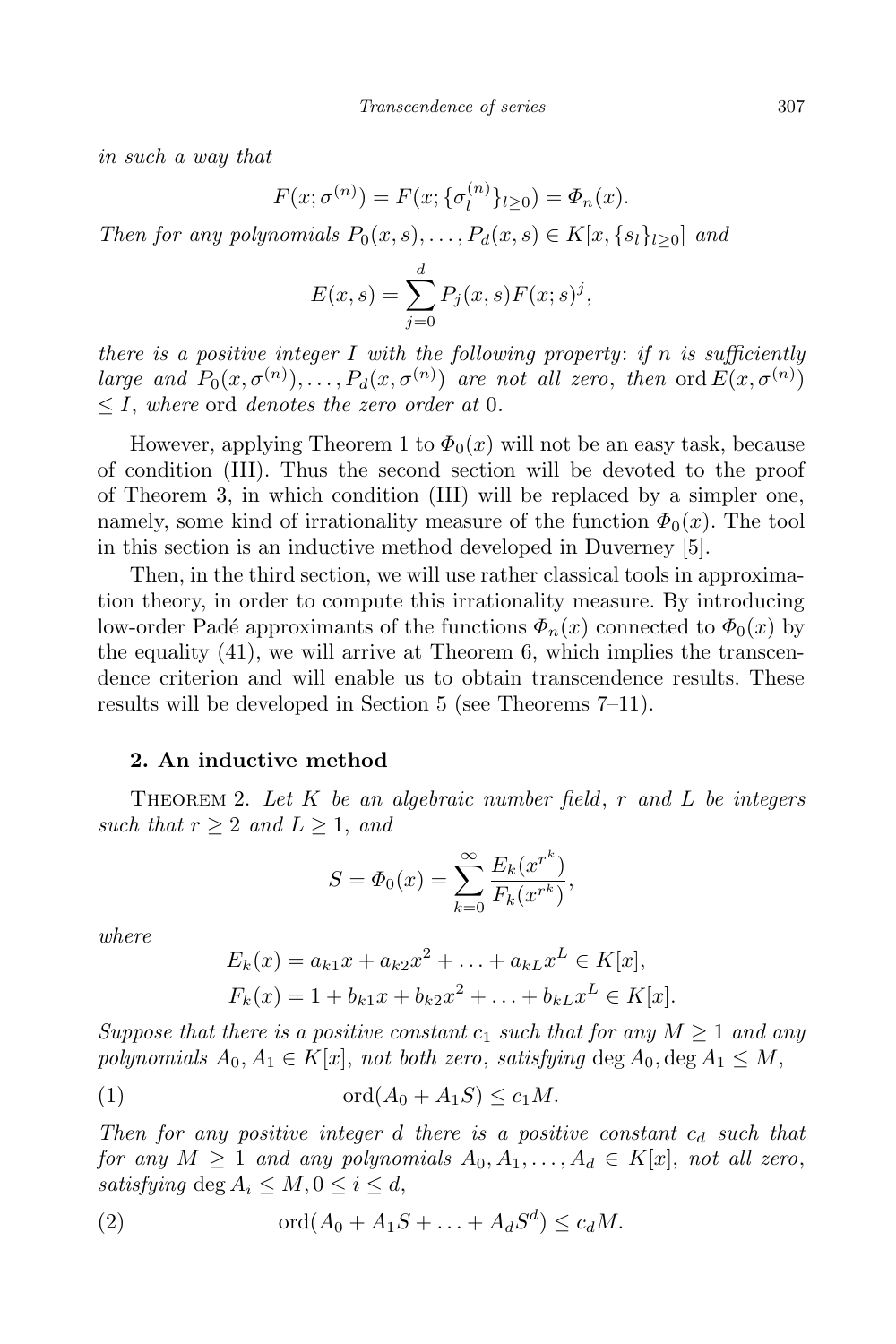*in such a way that*

$$F(x;\sigma^{(n)}) = F(x;\{\sigma_l^{(n)}\}_{l\geq 0}) = \Phi_n(x).$$

*Then for any polynomials* $P_0(x,s),\ldots,P_d(x,s) \in K[x,\{s_l\}_{l\geq 0}]$ *and*

$$E(x,s) = \sum_{j=0}^{d} P_j(x,s)F(x;s)^j,$$

*there is a positive integer* $I$ *with the following property*: *if* $n$ *is sufficiently large and* $P_0(x,\sigma^{(n)}),\ldots,P_d(x,\sigma^{(n)})$ *are not all zero*, *then* $\operatorname{ord} E(x,\sigma^{(n)}) \leq I$, *where* ord *denotes the zero order at* 0.

However, applying Theorem 1 to $\Phi_0(x)$ will not be an easy task, because of condition (III). Thus the second section will be devoted to the proof of Theorem 3, in which condition (III) will be replaced by a simpler one, namely, some kind of irrationality measure of the function $\Phi_0(x)$. The tool in this section is an inductive method developed in Duverney [5].

Then, in the third section, we will use rather classical tools in approximation theory, in order to compute this irrationality measure. By introducing low-order Padé approximants of the functions $\Phi_n(x)$ connected to $\Phi_0(x)$ by the equality (41), we will arrive at Theorem 6, which implies the transcendence criterion and will enable us to obtain transcendence results. These results will be developed in Section 5 (see Theorems 7–11).

## 2. An inductive method

THEOREM 2. *Let* $K$ *be an algebraic number field*, $r$ *and* $L$ *be integers such that* $r \geq 2$ *and* $L \geq 1$, *and*

$$S = \Phi_0(x) = \sum_{k=0}^{\infty} \frac{E_k(x^{r^k})}{F_k(x^{r^k})},$$

*where*

$$E_k(x) = a_{k1}x + a_{k2}x^2 + \ldots + a_{kL}x^L \in K[x],$$
$$F_k(x) = 1 + b_{k1}x + b_{k2}x^2 + \ldots + b_{kL}x^L \in K[x].$$

*Suppose that there is a positive constant* $c_1$ *such that for any* $M \geq 1$ *and any polynomials* $A_0, A_1 \in K[x]$, *not both zero*, *satisfying* $\deg A_0, \deg A_1 \leq M$,

$$\operatorname{ord}(A_0 + A_1 S) \leq c_1 M. \tag{1}$$

*Then for any positive integer* $d$ *there is a positive constant* $c_d$ *such that for any* $M \geq 1$ *and any polynomials* $A_0, A_1, \ldots, A_d \in K[x]$, *not all zero*, *satisfying* $\deg A_i \leq M, 0 \leq i \leq d$,

$$\operatorname{ord}(A_0 + A_1 S + \ldots + A_d S^d) \leq c_d M. \tag{2}$$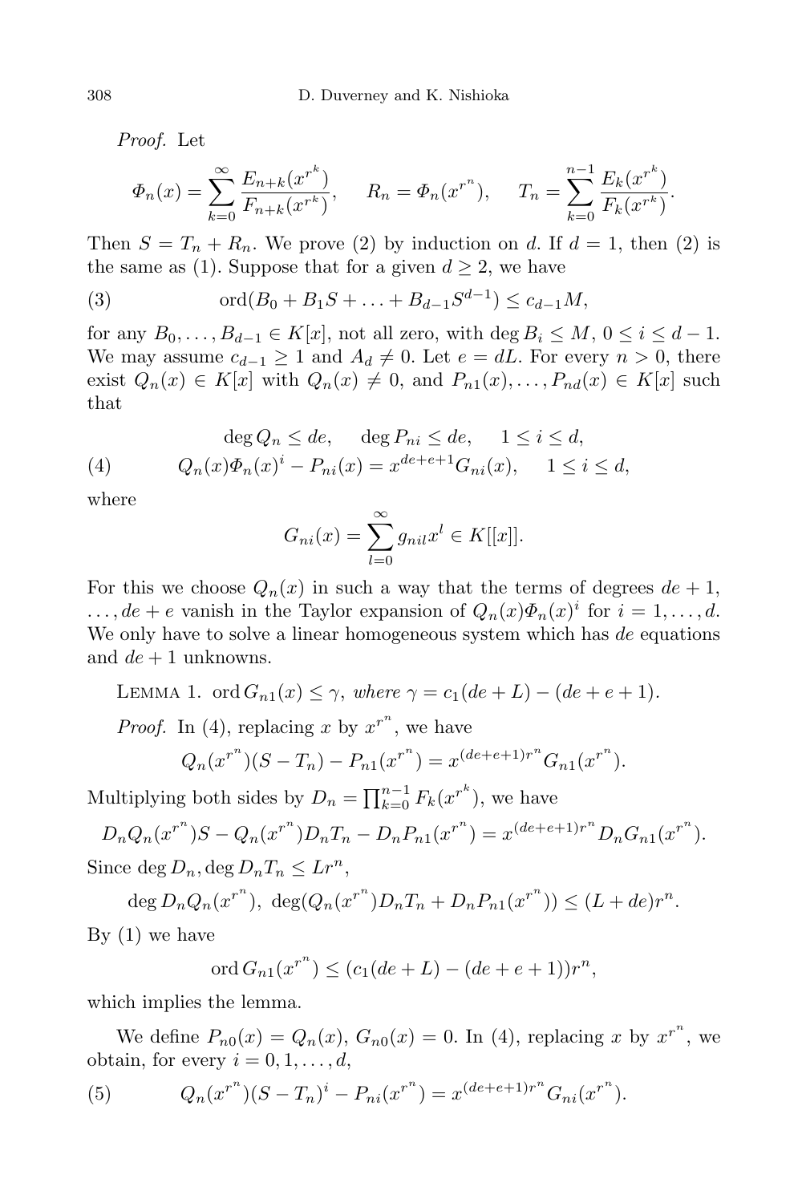*Proof.* Let

$$\Phi_n(x) = \sum_{k=0}^{\infty} \frac{E_{n+k}(x^{r^k})}{F_{n+k}(x^{r^k})}, \qquad R_n = \Phi_n(x^{r^n}), \qquad T_n = \sum_{k=0}^{n-1} \frac{E_k(x^{r^k})}{F_k(x^{r^k})}.$$

Then $S = T_n + R_n$. We prove (2) by induction on $d$. If $d = 1$, then (2) is the same as (1). Suppose that for a given $d \geq 2$, we have

$$\operatorname{ord}(B_0 + B_1 S + \ldots + B_{d-1} S^{d-1}) \leq c_{d-1} M, \tag{3}$$

for any $B_0, \ldots, B_{d-1} \in K[x]$, not all zero, with $\deg B_i \leq M$, $0 \leq i \leq d-1$. We may assume $c_{d-1} \geq 1$ and $A_d \neq 0$. Let $e = dL$. For every $n > 0$, there exist $Q_n(x) \in K[x]$ with $Q_n(x) \neq 0$, and $P_{n1}(x), \ldots, P_{nd}(x) \in K[x]$ such that

$$\begin{aligned} &\deg Q_n \leq de, \quad \deg P_{ni} \leq de, \quad 1 \leq i \leq d, \\ &Q_n(x)\Phi_n(x)^i - P_{ni}(x) = x^{de+e+1} G_{ni}(x), \quad 1 \leq i \leq d, \end{aligned} \tag{4}$$

where

$$G_{ni}(x) = \sum_{l=0}^{\infty} g_{nil} x^l \in K[[x]].$$

For this we choose $Q_n(x)$ in such a way that the terms of degrees $de + 1$, $\ldots, de + e$ vanish in the Taylor expansion of $Q_n(x)\Phi_n(x)^i$ for $i = 1, \ldots, d$. We only have to solve a linear homogeneous system which has $de$ equations and $de + 1$ unknowns.

Lemma 1. $\operatorname{ord} G_{n1}(x) \leq \gamma$, *where* $\gamma = c_1(de + L) - (de + e + 1)$.

*Proof.* In (4), replacing $x$ by $x^{r^n}$, we have

$$Q_n(x^{r^n})(S - T_n) - P_{n1}(x^{r^n}) = x^{(de+e+1)r^n} G_{n1}(x^{r^n}).$$

Multiplying both sides by $D_n = \prod_{k=0}^{n-1} F_k(x^{r^k})$, we have

$$D_n Q_n(x^{r^n}) S - Q_n(x^{r^n}) D_n T_n - D_n P_{n1}(x^{r^n}) = x^{(de+e+1)r^n} D_n G_{n1}(x^{r^n}).$$

Since $\deg D_n, \deg D_n T_n \leq L r^n$,

$$\deg D_n Q_n(x^{r^n}),\ \deg(Q_n(x^{r^n}) D_n T_n + D_n P_{n1}(x^{r^n})) \leq (L + de) r^n.$$

By (1) we have

$$\operatorname{ord} G_{n1}(x^{r^n}) \leq (c_1(de + L) - (de + e + 1)) r^n,$$

which implies the lemma.

We define $P_{n0}(x) = Q_n(x)$, $G_{n0}(x) = 0$. In (4), replacing $x$ by $x^{r^n}$, we obtain, for every $i = 0, 1, \ldots, d$,

$$Q_n(x^{r^n})(S - T_n)^i - P_{ni}(x^{r^n}) = x^{(de+e+1)r^n} G_{ni}(x^{r^n}). \tag{5}$$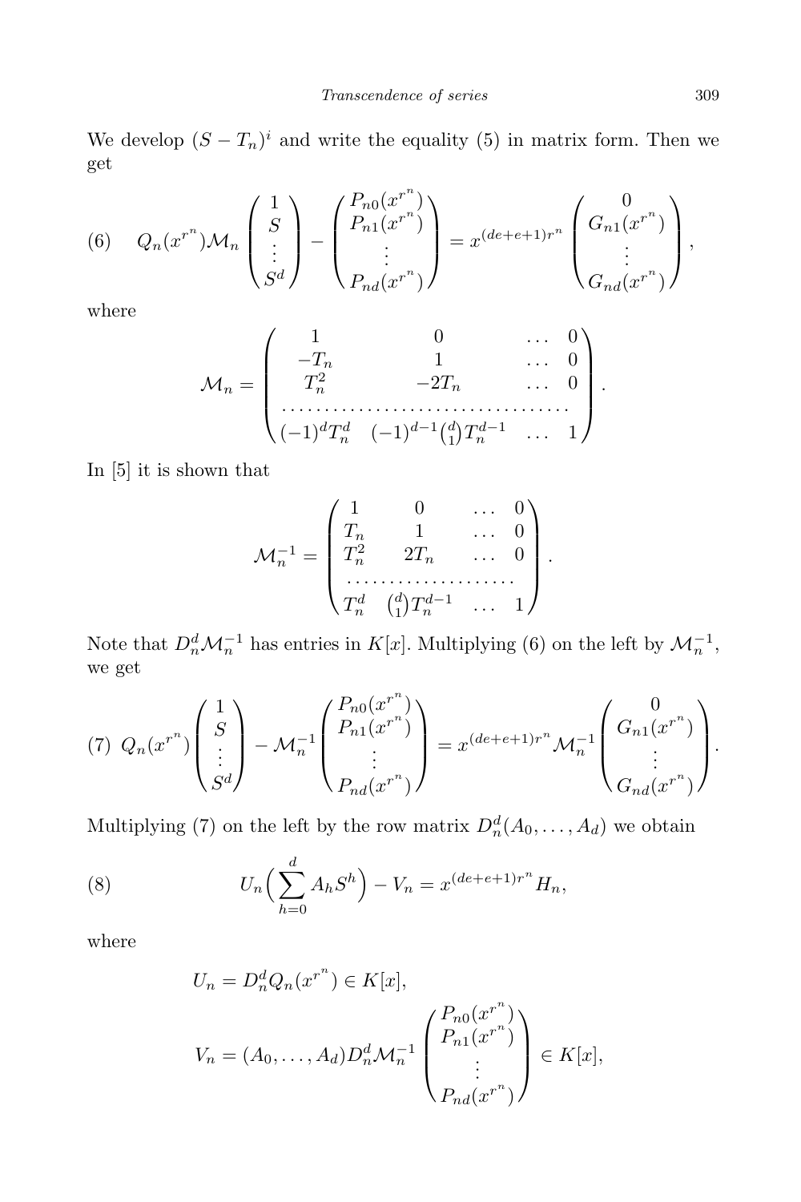We develop $(S - T_n)^i$ and write the equality (5) in matrix form. Then we get

$$
(6) \quad Q_n(x^{r^n})\mathcal{M}_n \begin{pmatrix} 1 \\ S \\ \vdots \\ S^d \end{pmatrix} - \begin{pmatrix} P_{n0}(x^{r^n}) \\ P_{n1}(x^{r^n}) \\ \vdots \\ P_{nd}(x^{r^n}) \end{pmatrix} = x^{(de+e+1)r^n} \begin{pmatrix} 0 \\ G_{n1}(x^{r^n}) \\ \vdots \\ G_{nd}(x^{r^n}) \end{pmatrix},
$$

where

$$
\mathcal{M}_n = \begin{pmatrix} 1 & 0 & \dots & 0 \\ -T_n & 1 & \dots & 0 \\ T_n^2 & -2T_n & \dots & 0 \\ \dots & \dots & \dots & \dots \\ (-1)^d T_n^d & (-1)^{d-1}\binom{d}{1} T_n^{d-1} & \dots & 1 \end{pmatrix}.
$$

In [5] it is shown that

$$
\mathcal{M}_n^{-1} = \begin{pmatrix} 1 & 0 & \dots & 0 \\ T_n & 1 & \dots & 0 \\ T_n^2 & 2T_n & \dots & 0 \\ \dots & \dots & \dots & \dots \\ T_n^d & \binom{d}{1} T_n^{d-1} & \dots & 1 \end{pmatrix}.
$$

Note that $D_n^d \mathcal{M}_n^{-1}$ has entries in $K[x]$. Multiplying (6) on the left by $\mathcal{M}_n^{-1}$, we get

$$
(7) \quad Q_n(x^{r^n}) \begin{pmatrix} 1 \\ S \\ \vdots \\ S^d \end{pmatrix} - \mathcal{M}_n^{-1} \begin{pmatrix} P_{n0}(x^{r^n}) \\ P_{n1}(x^{r^n}) \\ \vdots \\ P_{nd}(x^{r^n}) \end{pmatrix} = x^{(de+e+1)r^n} \mathcal{M}_n^{-1} \begin{pmatrix} 0 \\ G_{n1}(x^{r^n}) \\ \vdots \\ G_{nd}(x^{r^n}) \end{pmatrix}.
$$

Multiplying (7) on the left by the row matrix $D_n^d(A_0, \dots, A_d)$ we obtain

$$
(8) \qquad U_n\Big(\sum_{h=0}^{d} A_h S^h\Big) - V_n = x^{(de+e+1)r^n} H_n,
$$

where

$$
U_n = D_n^d Q_n(x^{r^n}) \in K[x],
$$

$$
V_n = (A_0, \dots, A_d) D_n^d \mathcal{M}_n^{-1} \begin{pmatrix} P_{n0}(x^{r^n}) \\ P_{n1}(x^{r^n}) \\ \vdots \\ P_{nd}(x^{r^n}) \end{pmatrix} \in K[x],
$$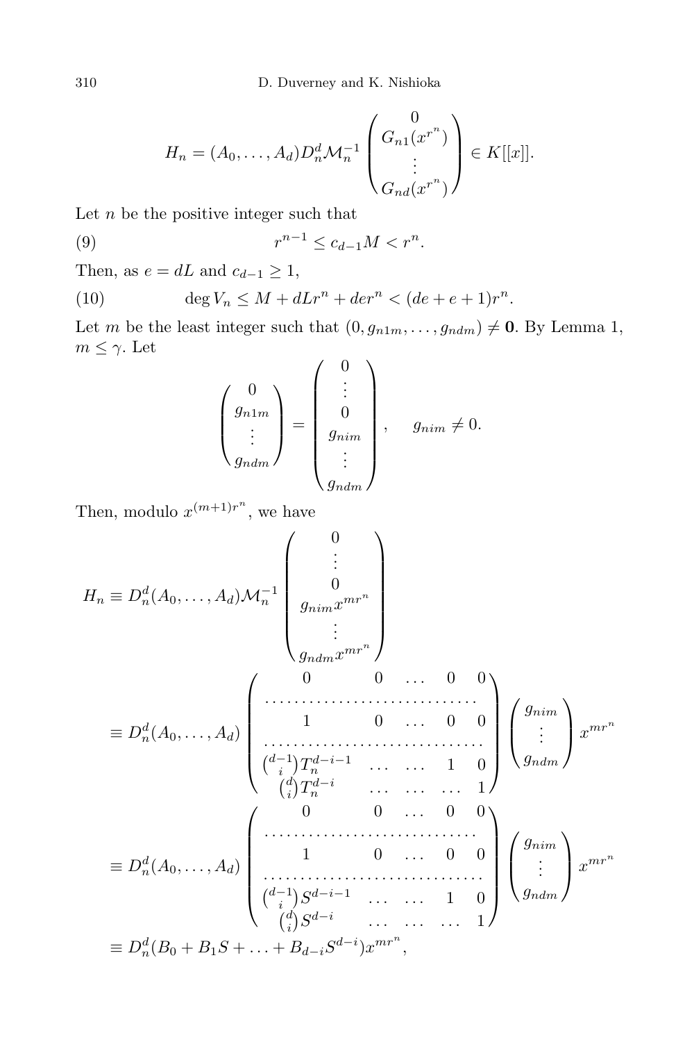$$H_n = (A_0, \dots, A_d) D_n^d \mathcal{M}_n^{-1} \begin{pmatrix} 0 \\ G_{n1}(x^{r^n}) \\ \vdots \\ G_{nd}(x^{r^n}) \end{pmatrix} \in K[[x]].$$

Let $n$ be the positive integer such that

$$r^{n-1} \le c_{d-1} M < r^n. \tag{9}$$

Then, as $e = dL$ and $c_{d-1} \ge 1$,

$$\deg V_n \le M + dLr^n + der^n < (de + e + 1) r^n. \tag{10}$$

Let $m$ be the least integer such that $(0, g_{n1m}, \dots, g_{ndm}) \neq \mathbf{0}$. By Lemma 1, $m \le \gamma$. Let

$$\begin{pmatrix} 0 \\ g_{n1m} \\ \vdots \\ g_{ndm} \end{pmatrix} = \begin{pmatrix} 0 \\ \vdots \\ 0 \\ g_{nim} \\ \vdots \\ g_{ndm} \end{pmatrix}, \qquad g_{nim} \neq 0.$$

Then, modulo $x^{(m+1)r^n}$, we have

$$\begin{aligned}
H_n &\equiv D_n^d (A_0, \dots, A_d) \mathcal{M}_n^{-1} \begin{pmatrix} 0 \\ \vdots \\ 0 \\ g_{nim} x^{mr^n} \\ \vdots \\ g_{ndm} x^{mr^n} \end{pmatrix} \\
&\equiv D_n^d (A_0, \dots, A_d) \begin{pmatrix} 0 & 0 & \dots & 0 & 0 \\ \multicolumn{5}{c}{\dots\dots\dots\dots\dots\dots\dots\dots\dots} \\ 1 & 0 & \dots & 0 & 0 \\ \multicolumn{5}{c}{\dots\dots\dots\dots\dots\dots\dots\dots\dots} \\ \binom{d-1}{i} T_n^{d-i-1} & \dots & \dots & 1 & 0 \\ \binom{d}{i} T_n^{d-i} & \dots & \dots & \dots & 1 \end{pmatrix} \begin{pmatrix} g_{nim} \\ \vdots \\ g_{ndm} \end{pmatrix} x^{mr^n} \\
&\equiv D_n^d (A_0, \dots, A_d) \begin{pmatrix} 0 & 0 & \dots & 0 & 0 \\ \multicolumn{5}{c}{\dots\dots\dots\dots\dots\dots\dots\dots\dots} \\ 1 & 0 & \dots & 0 & 0 \\ \multicolumn{5}{c}{\dots\dots\dots\dots\dots\dots\dots\dots\dots} \\ \binom{d-1}{i} S^{d-i-1} & \dots & \dots & 1 & 0 \\ \binom{d}{i} S^{d-i} & \dots & \dots & \dots & 1 \end{pmatrix} \begin{pmatrix} g_{nim} \\ \vdots \\ g_{ndm} \end{pmatrix} x^{mr^n} \\
&\equiv D_n^d (B_0 + B_1 S + \dots + B_{d-i} S^{d-i}) x^{mr^n},
\end{aligned}$$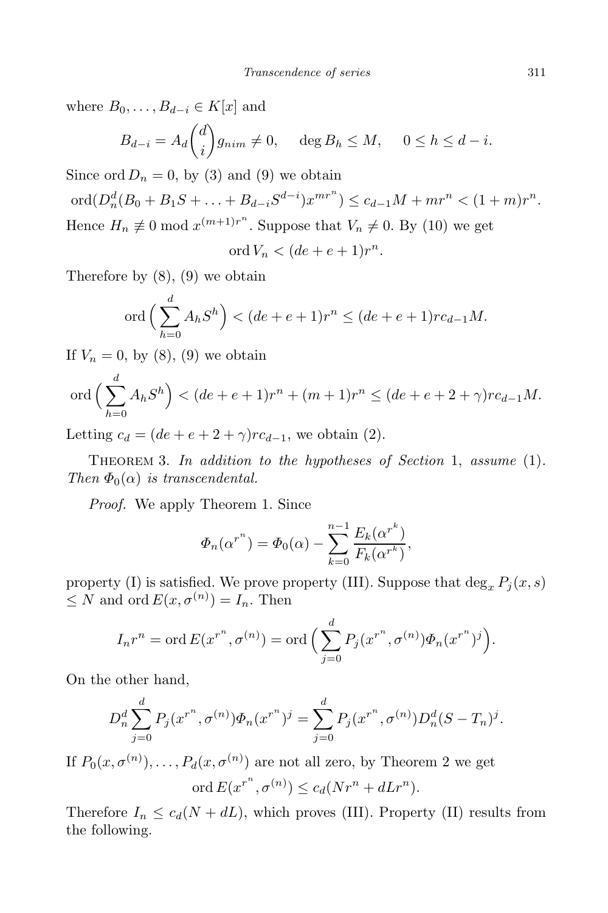where $B_0, \ldots, B_{d-i} \in K[x]$ and

$$B_{d-i} = A_d \binom{d}{i} g_{nim} \neq 0, \qquad \deg B_h \leq M, \qquad 0 \leq h \leq d-i.$$

Since $\operatorname{ord} D_n = 0$, by (3) and (9) we obtain

$$\operatorname{ord}(D_n^d(B_0 + B_1 S + \ldots + B_{d-i} S^{d-i}) x^{mr^n}) \leq c_{d-1} M + mr^n < (1+m) r^n.$$

Hence $H_n \not\equiv 0 \bmod x^{(m+1)r^n}$. Suppose that $V_n \neq 0$. By (10) we get

$$\operatorname{ord} V_n < (de + e + 1) r^n.$$

Therefore by (8), (9) we obtain

$$\operatorname{ord}\Big(\sum_{h=0}^{d} A_h S^h\Big) < (de + e + 1) r^n \leq (de + e + 1) r c_{d-1} M.$$

If $V_n = 0$, by (8), (9) we obtain

$$\operatorname{ord}\Big(\sum_{h=0}^{d} A_h S^h\Big) < (de + e + 1) r^n + (m+1) r^n \leq (de + e + 2 + \gamma) r c_{d-1} M.$$

Letting $c_d = (de + e + 2 + \gamma) r c_{d-1}$, we obtain (2).

Theorem 3. *In addition to the hypotheses of Section* 1, *assume* (1). *Then $\Phi_0(\alpha)$ is transcendental.*

*Proof.* We apply Theorem 1. Since

$$\Phi_n(\alpha^{r^n}) = \Phi_0(\alpha) - \sum_{k=0}^{n-1} \frac{E_k(\alpha^{r^k})}{F_k(\alpha^{r^k})},$$

property (I) is satisfied. We prove property (III). Suppose that $\deg_x P_j(x,s) \leq N$ and $\operatorname{ord} E(x, \sigma^{(n)}) = I_n$. Then

$$I_n r^n = \operatorname{ord} E(x^{r^n}, \sigma^{(n)}) = \operatorname{ord}\Big(\sum_{j=0}^{d} P_j(x^{r^n}, \sigma^{(n)}) \Phi_n(x^{r^n})^j\Big).$$

On the other hand,

$$D_n^d \sum_{j=0}^{d} P_j(x^{r^n}, \sigma^{(n)}) \Phi_n(x^{r^n})^j = \sum_{j=0}^{d} P_j(x^{r^n}, \sigma^{(n)}) D_n^d (S - T_n)^j.$$

If $P_0(x, \sigma^{(n)}), \ldots, P_d(x, \sigma^{(n)})$ are not all zero, by Theorem 2 we get

$$\operatorname{ord} E(x^{r^n}, \sigma^{(n)}) \leq c_d(N r^n + d L r^n).$$

Therefore $I_n \leq c_d(N + dL)$, which proves (III). Property (II) results from the following.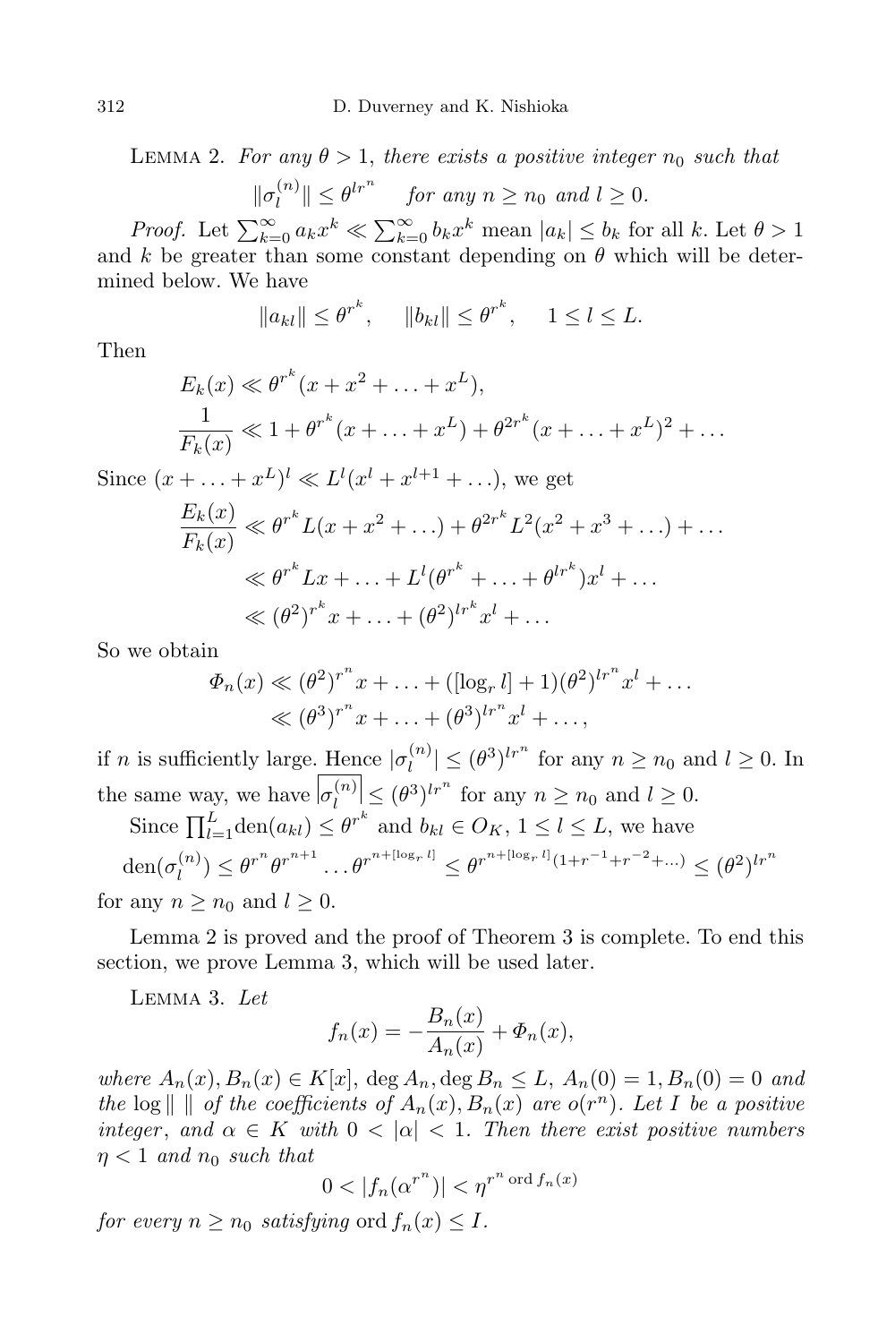Lemma 2. *For any $\theta > 1$, there exists a positive integer $n_0$ such that*

$$\|\sigma_l^{(n)}\| \le \theta^{lr^n} \quad \text{for any } n \ge n_0 \text{ and } l \ge 0.$$

*Proof.* Let $\sum_{k=0}^{\infty} a_k x^k \ll \sum_{k=0}^{\infty} b_k x^k$ mean $|a_k| \le b_k$ for all $k$. Let $\theta > 1$ and $k$ be greater than some constant depending on $\theta$ which will be determined below. We have

$$\|a_{kl}\| \le \theta^{r^k}, \quad \|b_{kl}\| \le \theta^{r^k}, \quad 1 \le l \le L.$$

Then

$$E_k(x) \ll \theta^{r^k}(x + x^2 + \ldots + x^L),$$

$$\frac{1}{F_k(x)} \ll 1 + \theta^{r^k}(x + \ldots + x^L) + \theta^{2r^k}(x + \ldots + x^L)^2 + \ldots$$

Since $(x + \ldots + x^L)^l \ll L^l(x^l + x^{l+1} + \ldots)$, we get

$$\begin{aligned}
\frac{E_k(x)}{F_k(x)} &\ll \theta^{r^k} L(x + x^2 + \ldots) + \theta^{2r^k} L^2(x^2 + x^3 + \ldots) + \ldots \\
&\ll \theta^{r^k} Lx + \ldots + L^l(\theta^{r^k} + \ldots + \theta^{lr^k})x^l + \ldots \\
&\ll (\theta^2)^{r^k} x + \ldots + (\theta^2)^{lr^k} x^l + \ldots
\end{aligned}$$

So we obtain

$$\begin{aligned}
\Phi_n(x) &\ll (\theta^2)^{r^n} x + \ldots + ([\log_r l] + 1)(\theta^2)^{lr^n} x^l + \ldots \\
&\ll (\theta^3)^{r^n} x + \ldots + (\theta^3)^{lr^n} x^l + \ldots,
\end{aligned}$$

if $n$ is sufficiently large. Hence $|\sigma_l^{(n)}| \le (\theta^3)^{lr^n}$ for any $n \ge n_0$ and $l \ge 0$. In the same way, we have $\left|\overline{\sigma_l^{(n)}}\right| \le (\theta^3)^{lr^n}$ for any $n \ge n_0$ and $l \ge 0$.

Since $\prod_{l=1}^{L} \mathrm{den}(a_{kl}) \le \theta^{r^k}$ and $b_{kl} \in O_K$, $1 \le l \le L$, we have

$$\mathrm{den}(\sigma_l^{(n)}) \le \theta^{r^n} \theta^{r^{n+1}} \ldots \theta^{r^{n+[\log_r l]}} \le \theta^{r^{n+[\log_r l]}(1 + r^{-1} + r^{-2} + \ldots)} \le (\theta^2)^{lr^n}$$

for any $n \ge n_0$ and $l \ge 0$.

Lemma 2 is proved and the proof of Theorem 3 is complete. To end this section, we prove Lemma 3, which will be used later.

Lemma 3. *Let*

$$f_n(x) = -\frac{B_n(x)}{A_n(x)} + \Phi_n(x),$$

*where $A_n(x), B_n(x) \in K[x]$, $\deg A_n, \deg B_n \le L$, $A_n(0) = 1, B_n(0) = 0$ and the $\log \|\ \|$ of the coefficients of $A_n(x), B_n(x)$ are $o(r^n)$. Let $I$ be a positive integer, and $\alpha \in K$ with $0 < |\alpha| < 1$. Then there exist positive numbers $\eta < 1$ and $n_0$ such that*

$$0 < |f_n(\alpha^{r^n})| < \eta^{r^n \operatorname{ord} f_n(x)}$$

*for every $n \ge n_0$ satisfying $\operatorname{ord} f_n(x) \le I$.*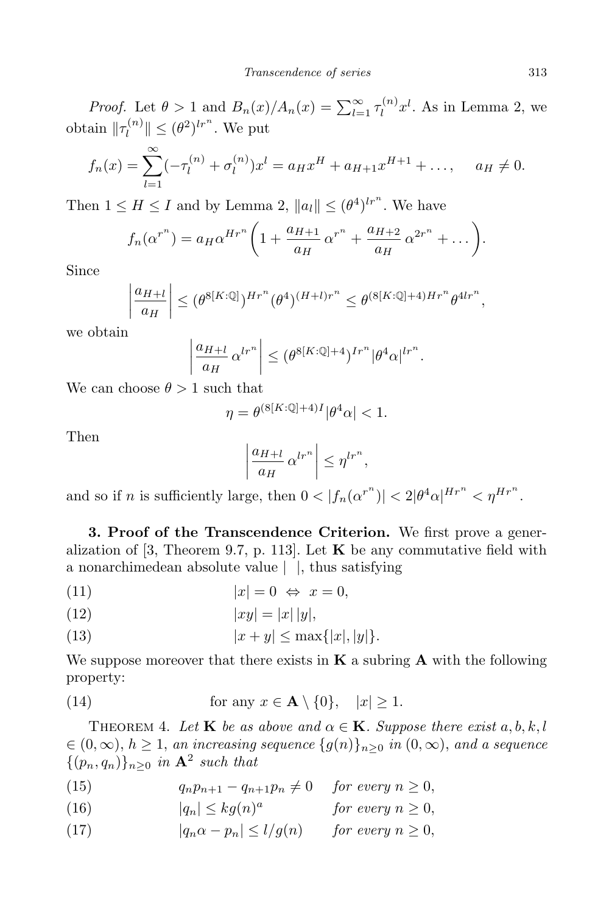*Proof.* Let $\theta > 1$ and $B_n(x)/A_n(x) = \sum_{l=1}^{\infty} \tau_l^{(n)} x^l$. As in Lemma 2, we obtain $\|\tau_l^{(n)}\| \le (\theta^2)^{lr^n}$. We put

$$f_n(x) = \sum_{l=1}^{\infty} (-\tau_l^{(n)} + \sigma_l^{(n)}) x^l = a_H x^H + a_{H+1} x^{H+1} + \ldots, \quad a_H \neq 0.$$

Then $1 \le H \le I$ and by Lemma 2, $\|a_l\| \le (\theta^4)^{lr^n}$. We have

$$f_n(\alpha^{r^n}) = a_H \alpha^{Hr^n} \left( 1 + \frac{a_{H+1}}{a_H} \alpha^{r^n} + \frac{a_{H+2}}{a_H} \alpha^{2r^n} + \ldots \right).$$

Since

$$\left| \frac{a_{H+l}}{a_H} \right| \le (\theta^{8[K:\mathbb{Q}]})^{Hr^n} (\theta^4)^{(H+l)r^n} \le \theta^{(8[K:\mathbb{Q}]+4)Hr^n} \theta^{4lr^n},$$

we obtain

$$\left| \frac{a_{H+l}}{a_H} \alpha^{lr^n} \right| \le (\theta^{8[K:\mathbb{Q}]+4})^{Ir^n} |\theta^4 \alpha|^{lr^n}.$$

We can choose $\theta > 1$ such that

$$\eta = \theta^{(8[K:\mathbb{Q}]+4)I} |\theta^4 \alpha| < 1.$$

Then

$$\left| \frac{a_{H+l}}{a_H} \alpha^{lr^n} \right| \le \eta^{lr^n},$$

and so if $n$ is sufficiently large, then $0 < |f_n(\alpha^{r^n})| < 2|\theta^4\alpha|^{Hr^n} < \eta^{Hr^n}$.

**3. Proof of the Transcendence Criterion.** We first prove a generalization of [3, Theorem 9.7, p. 113]. Let $\mathbf{K}$ be any commutative field with a nonarchimedean absolute value $|\ |$, thus satisfying

$$|x| = 0 \Leftrightarrow x = 0, \tag{11}$$

$$|xy| = |x|\,|y|, \tag{12}$$

$$|x + y| \le \max\{|x|, |y|\}. \tag{13}$$

We suppose moreover that there exists in $\mathbf{K}$ a subring $\mathbf{A}$ with the following property:

$$\text{for any } x \in \mathbf{A} \setminus \{0\}, \quad |x| \ge 1. \tag{14}$$

Theorem 4. *Let $\mathbf{K}$ be as above and $\alpha \in \mathbf{K}$. Suppose there exist $a, b, k, l \in (0, \infty)$, $h \ge 1$, an increasing sequence $\{g(n)\}_{n \ge 0}$ in $(0, \infty)$, and a sequence $\{(p_n, q_n)\}_{n \ge 0}$ in $\mathbf{A}^2$ such that*

$$q_n p_{n+1} - q_{n+1} p_n \neq 0 \quad \textit{for every } n \ge 0, \tag{15}$$

$$|q_n| \le k g(n)^a \quad \textit{for every } n \ge 0, \tag{16}$$

$$|q_n \alpha - p_n| \le l/g(n) \quad \textit{for every } n \ge 0, \tag{17}$$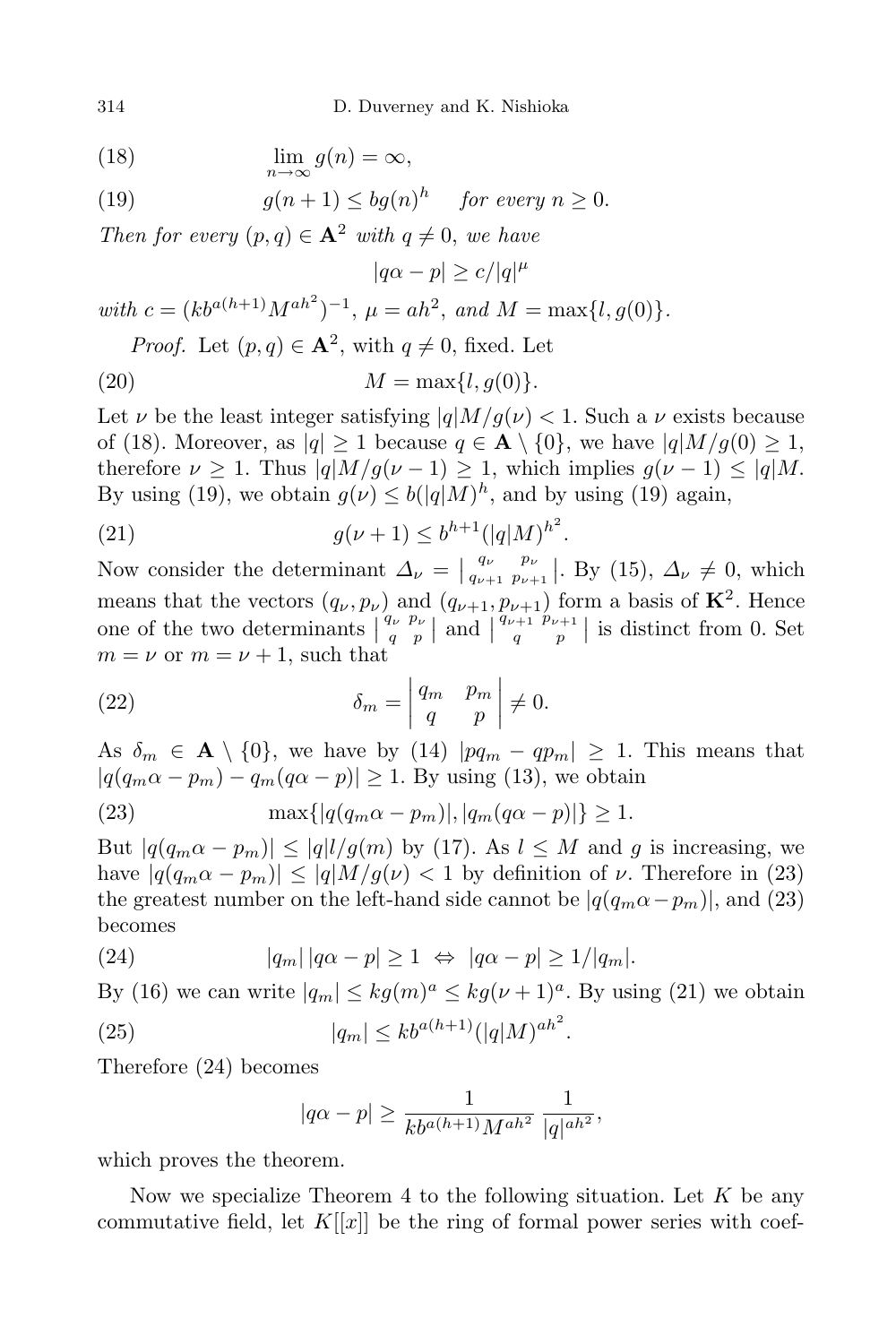$$\lim_{n\to\infty} g(n) = \infty, \tag{18}$$

$$g(n+1) \le b g(n)^h \quad \textit{for every } n \ge 0. \tag{19}$$

*Then for every* $(p,q) \in \mathbf{A}^2$ *with* $q \ne 0$, *we have*

$$|q\alpha - p| \ge c/|q|^{\mu}$$

*with* $c = (kb^{a(h+1)}M^{ah^2})^{-1}$, $\mu = ah^2$, *and* $M = \max\{l, g(0)\}$.

*Proof.* Let $(p,q) \in \mathbf{A}^2$, with $q \ne 0$, fixed. Let

$$M = \max\{l, g(0)\}. \tag{20}$$

Let $\nu$ be the least integer satisfying $|q|M/g(\nu) < 1$. Such a $\nu$ exists because of (18). Moreover, as $|q| \ge 1$ because $q \in \mathbf{A} \setminus \{0\}$, we have $|q|M/g(0) \ge 1$, therefore $\nu \ge 1$. Thus $|q|M/g(\nu-1) \ge 1$, which implies $g(\nu-1) \le |q|M$. By using (19), we obtain $g(\nu) \le b(|q|M)^h$, and by using (19) again,

$$g(\nu+1) \le b^{h+1}(|q|M)^{h^2}. \tag{21}$$

Now consider the determinant $\Delta_\nu = \begin{vmatrix} q_\nu & p_\nu \\ q_{\nu+1} & p_{\nu+1} \end{vmatrix}$. By (15), $\Delta_\nu \ne 0$, which means that the vectors $(q_\nu, p_\nu)$ and $(q_{\nu+1}, p_{\nu+1})$ form a basis of $\mathbf{K}^2$. Hence one of the two determinants $\begin{vmatrix} q_\nu & p_\nu \\ q & p \end{vmatrix}$ and $\begin{vmatrix} q_{\nu+1} & p_{\nu+1} \\ q & p \end{vmatrix}$ is distinct from 0. Set $m = \nu$ or $m = \nu + 1$, such that

$$\delta_m = \begin{vmatrix} q_m & p_m \\ q & p \end{vmatrix} \ne 0. \tag{22}$$

As $\delta_m \in \mathbf{A} \setminus \{0\}$, we have by (14) $|pq_m - qp_m| \ge 1$. This means that $|q(q_m\alpha - p_m) - q_m(q\alpha - p)| \ge 1$. By using (13), we obtain

$$\max\{|q(q_m\alpha - p_m)|, |q_m(q\alpha - p)|\} \ge 1. \tag{23}$$

But $|q(q_m\alpha - p_m)| \le |q|l/g(m)$ by (17). As $l \le M$ and $g$ is increasing, we have $|q(q_m\alpha - p_m)| \le |q|M/g(\nu) < 1$ by definition of $\nu$. Therefore in (23) the greatest number on the left-hand side cannot be $|q(q_m\alpha - p_m)|$, and (23) becomes

$$|q_m|\,|q\alpha - p| \ge 1 \;\Leftrightarrow\; |q\alpha - p| \ge 1/|q_m|. \tag{24}$$

By (16) we can write $|q_m| \le kg(m)^a \le kg(\nu+1)^a$. By using (21) we obtain

$$|q_m| \le kb^{a(h+1)}(|q|M)^{ah^2}. \tag{25}$$

Therefore (24) becomes

$$|q\alpha - p| \ge \frac{1}{kb^{a(h+1)}M^{ah^2}}\,\frac{1}{|q|^{ah^2}},$$

which proves the theorem.

Now we specialize Theorem 4 to the following situation. Let $K$ be any commutative field, let $K[[x]]$ be the ring of formal power series with coef-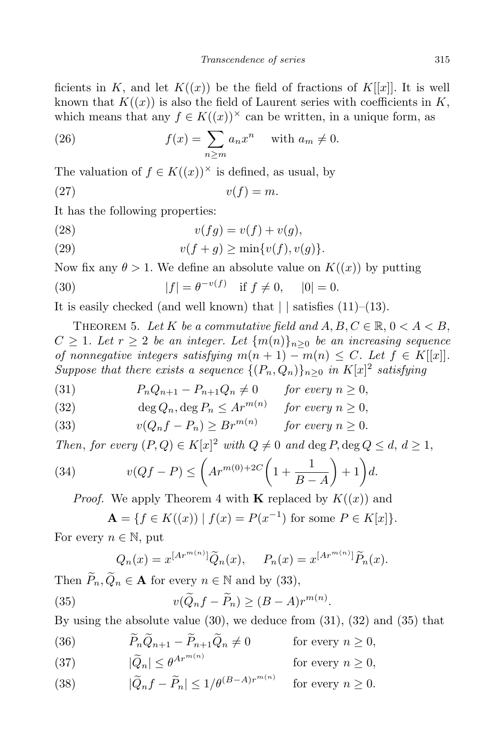ficients in $K$, and let $K((x))$ be the field of fractions of $K[[x]]$. It is well known that $K((x))$ is also the field of Laurent series with coefficients in $K$, which means that any $f \in K((x))^\times$ can be written, in a unique form, as

$$f(x) = \sum_{n \geq m} a_n x^n \quad \text{with } a_m \neq 0. \tag{26}$$

The valuation of $f \in K((x))^\times$ is defined, as usual, by

$$v(f) = m. \tag{27}$$

It has the following properties:

$$v(fg) = v(f) + v(g), \tag{28}$$

$$v(f+g) \geq \min\{v(f), v(g)\}. \tag{29}$$

Now fix any $\theta > 1$. We define an absolute value on $K((x))$ by putting

$$|f| = \theta^{-v(f)} \quad \text{if } f \neq 0, \quad |0| = 0. \tag{30}$$

It is easily checked (and well known) that $|\ |$ satisfies (11)–(13).

THEOREM 5. *Let $K$ be a commutative field and $A, B, C \in \mathbb{R}$, $0 < A < B$, $C \geq 1$. Let $r \geq 2$ be an integer. Let $\{m(n)\}_{n\geq 0}$ be an increasing sequence of nonnegative integers satisfying $m(n+1) - m(n) \leq C$. Let $f \in K[[x]]$. Suppose that there exists a sequence $\{(P_n, Q_n)\}_{n\geq 0}$ in $K[x]^2$ satisfying*

$$P_n Q_{n+1} - P_{n+1} Q_n \neq 0 \qquad \text{for every } n \geq 0, \tag{31}$$

$$\deg Q_n, \deg P_n \leq A r^{m(n)} \qquad \text{for every } n \geq 0, \tag{32}$$

$$v(Q_n f - P_n) \geq B r^{m(n)} \qquad \text{for every } n \geq 0. \tag{33}$$

*Then, for every $(P, Q) \in K[x]^2$ with $Q \neq 0$ and $\deg P, \deg Q \leq d$, $d \geq 1$,*

$$v(Qf - P) \leq \left(A r^{m(0)+2C}\left(1 + \frac{1}{B-A}\right) + 1\right) d. \tag{34}$$

*Proof.* We apply Theorem 4 with $\mathbf{K}$ replaced by $K((x))$ and

$$\mathbf{A} = \{f \in K((x)) \mid f(x) = P(x^{-1}) \text{ for some } P \in K[x]\}.$$

For every $n \in \mathbb{N}$, put

$$Q_n(x) = x^{[Ar^{m(n)}]}\widetilde{Q}_n(x), \qquad P_n(x) = x^{[Ar^{m(n)}]}\widetilde{P}_n(x).$$

Then $\widetilde{P}_n, \widetilde{Q}_n \in \mathbf{A}$ for every $n \in \mathbb{N}$ and by (33),

$$v(\widetilde{Q}_n f - \widetilde{P}_n) \geq (B-A) r^{m(n)}. \tag{35}$$

By using the absolute value (30), we deduce from (31), (32) and (35) that

$$\widetilde{P}_n \widetilde{Q}_{n+1} - \widetilde{P}_{n+1} \widetilde{Q}_n \neq 0 \qquad \text{for every } n \geq 0, \tag{36}$$

$$|\widetilde{Q}_n| \leq \theta^{Ar^{m(n)}} \qquad \text{for every } n \geq 0, \tag{37}$$

$$|\widetilde{Q}_n f - \widetilde{P}_n| \leq 1/\theta^{(B-A)r^{m(n)}} \qquad \text{for every } n \geq 0. \tag{38}$$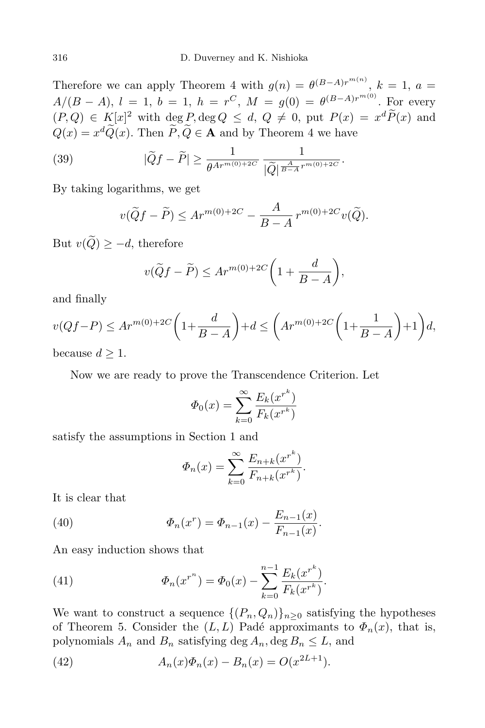Therefore we can apply Theorem 4 with $g(n) = \theta^{(B-A)r^{m(n)}}$, $k = 1$, $a = A/(B-A)$, $l = 1$, $b = 1$, $h = r^C$, $M = g(0) = \theta^{(B-A)r^{m(0)}}$. For every $(P,Q) \in K[x]^2$ with $\deg P, \deg Q \le d$, $Q \ne 0$, put $P(x) = x^d \widetilde{P}(x)$ and $Q(x) = x^d \widetilde{Q}(x)$. Then $\widetilde{P}, \widetilde{Q} \in \mathbf{A}$ and by Theorem 4 we have

$$|\widetilde{Q}f - \widetilde{P}| \ge \frac{1}{\theta^{Ar^{m(0)+2C}}} \frac{1}{|\widetilde{Q}|^{\frac{A}{B-A}r^{m(0)+2C}}}. \tag{39}$$

By taking logarithms, we get

$$v(\widetilde{Q}f - \widetilde{P}) \le Ar^{m(0)+2C} - \frac{A}{B-A} r^{m(0)+2C} v(\widetilde{Q}).$$

But $v(\widetilde{Q}) \ge -d$, therefore

$$v(\widetilde{Q}f - \widetilde{P}) \le Ar^{m(0)+2C}\left(1 + \frac{d}{B-A}\right),$$

and finally

$$v(Qf-P) \le Ar^{m(0)+2C}\left(1+\frac{d}{B-A}\right)+d \le \left(Ar^{m(0)+2C}\left(1+\frac{1}{B-A}\right)+1\right)d,$$

because $d \ge 1$.

Now we are ready to prove the Transcendence Criterion. Let

$$\Phi_0(x) = \sum_{k=0}^{\infty} \frac{E_k(x^{r^k})}{F_k(x^{r^k})}$$

satisfy the assumptions in Section 1 and

$$\Phi_n(x) = \sum_{k=0}^{\infty} \frac{E_{n+k}(x^{r^k})}{F_{n+k}(x^{r^k})}.$$

It is clear that

$$\Phi_n(x^r) = \Phi_{n-1}(x) - \frac{E_{n-1}(x)}{F_{n-1}(x)}. \tag{40}$$

An easy induction shows that

$$\Phi_n(x^{r^n}) = \Phi_0(x) - \sum_{k=0}^{n-1} \frac{E_k(x^{r^k})}{F_k(x^{r^k})}. \tag{41}$$

We want to construct a sequence $\{(P_n, Q_n)\}_{n\ge 0}$ satisfying the hypotheses of Theorem 5. Consider the $(L, L)$ Padé approximants to $\Phi_n(x)$, that is, polynomials $A_n$ and $B_n$ satisfying $\deg A_n, \deg B_n \le L$, and

$$A_n(x)\Phi_n(x) - B_n(x) = O(x^{2L+1}). \tag{42}$$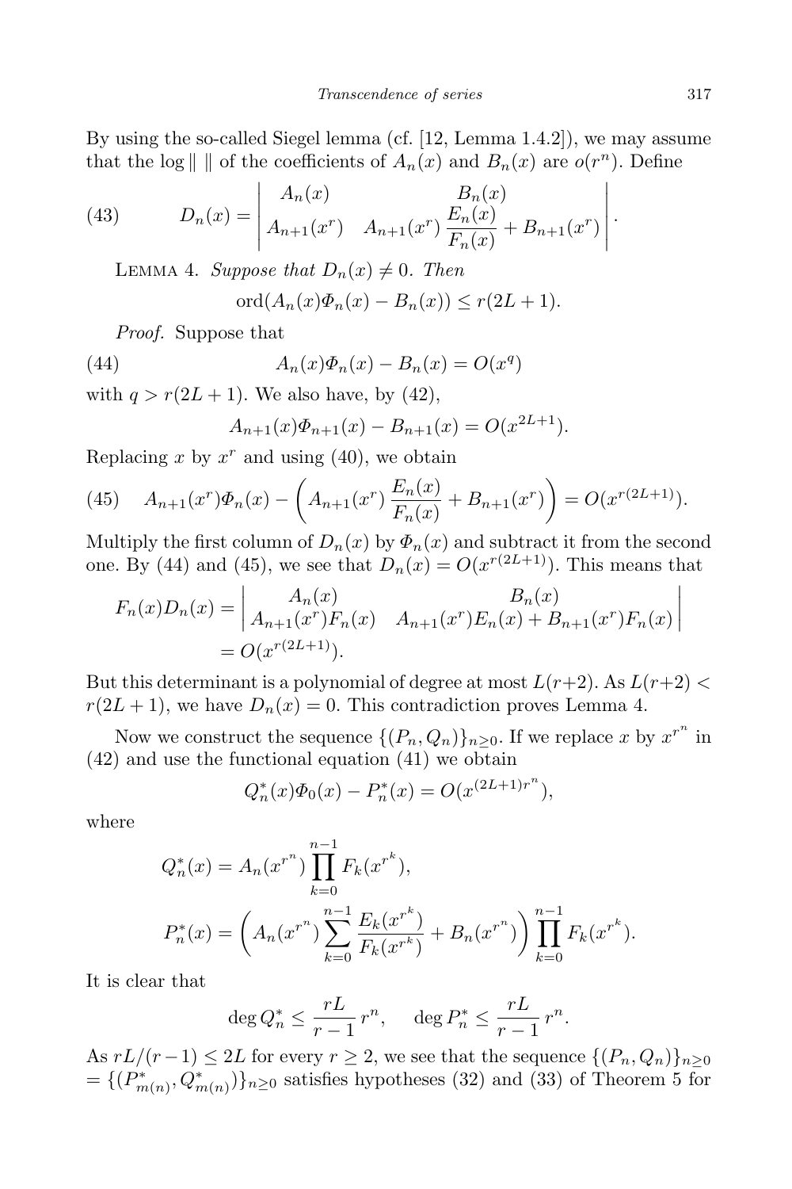By using the so-called Siegel lemma (cf. [12, Lemma 1.4.2]), we may assume that the log $\| \ \|$ of the coefficients of $A_n(x)$ and $B_n(x)$ are $o(r^n)$. Define

$$
D_n(x) = \begin{vmatrix} A_n(x) & B_n(x) \\ A_{n+1}(x^r) & A_{n+1}(x^r)\,\dfrac{E_n(x)}{F_n(x)} + B_{n+1}(x^r) \end{vmatrix}. \tag{43}
$$

Lemma 4. *Suppose that $D_n(x) \neq 0$. Then*

$$
\operatorname{ord}(A_n(x)\Phi_n(x) - B_n(x)) \le r(2L+1).
$$

*Proof.* Suppose that

$$
A_n(x)\Phi_n(x) - B_n(x) = O(x^q) \tag{44}
$$

with $q > r(2L+1)$. We also have, by (42),

$$
A_{n+1}(x)\Phi_{n+1}(x) - B_{n+1}(x) = O(x^{2L+1}).
$$

Replacing $x$ by $x^r$ and using (40), we obtain

$$
A_{n+1}(x^r)\Phi_n(x) - \left(A_{n+1}(x^r)\,\frac{E_n(x)}{F_n(x)} + B_{n+1}(x^r)\right) = O(x^{r(2L+1)}). \tag{45}
$$

Multiply the first column of $D_n(x)$ by $\Phi_n(x)$ and subtract it from the second one. By (44) and (45), we see that $D_n(x) = O(x^{r(2L+1)})$. This means that

$$
\begin{aligned}
F_n(x)D_n(x) &= \begin{vmatrix} A_n(x) & B_n(x) \\ A_{n+1}(x^r)F_n(x) & A_{n+1}(x^r)E_n(x) + B_{n+1}(x^r)F_n(x) \end{vmatrix} \\
&= O(x^{r(2L+1)}).
\end{aligned}
$$

But this determinant is a polynomial of degree at most $L(r+2)$. As $L(r+2) < r(2L+1)$, we have $D_n(x) = 0$. This contradiction proves Lemma 4.

Now we construct the sequence $\{(P_n, Q_n)\}_{n\ge 0}$. If we replace $x$ by $x^{r^n}$ in (42) and use the functional equation (41) we obtain

$$
Q_n^*(x)\Phi_0(x) - P_n^*(x) = O(x^{(2L+1)r^n}),
$$

where

$$
\begin{aligned}
Q_n^*(x) &= A_n(x^{r^n}) \prod_{k=0}^{n-1} F_k(x^{r^k}), \\
P_n^*(x) &= \left(A_n(x^{r^n}) \sum_{k=0}^{n-1} \frac{E_k(x^{r^k})}{F_k(x^{r^k})} + B_n(x^{r^n})\right) \prod_{k=0}^{n-1} F_k(x^{r^k}).
\end{aligned}
$$

It is clear that

$$
\deg Q_n^* \le \frac{rL}{r-1}\, r^n, \qquad \deg P_n^* \le \frac{rL}{r-1}\, r^n.
$$

As $rL/(r-1) \le 2L$ for every $r \ge 2$, we see that the sequence $\{(P_n, Q_n)\}_{n\ge 0} = \{(P^*_{m(n)}, Q^*_{m(n)})\}_{n\ge 0}$ satisfies hypotheses (32) and (33) of Theorem 5 for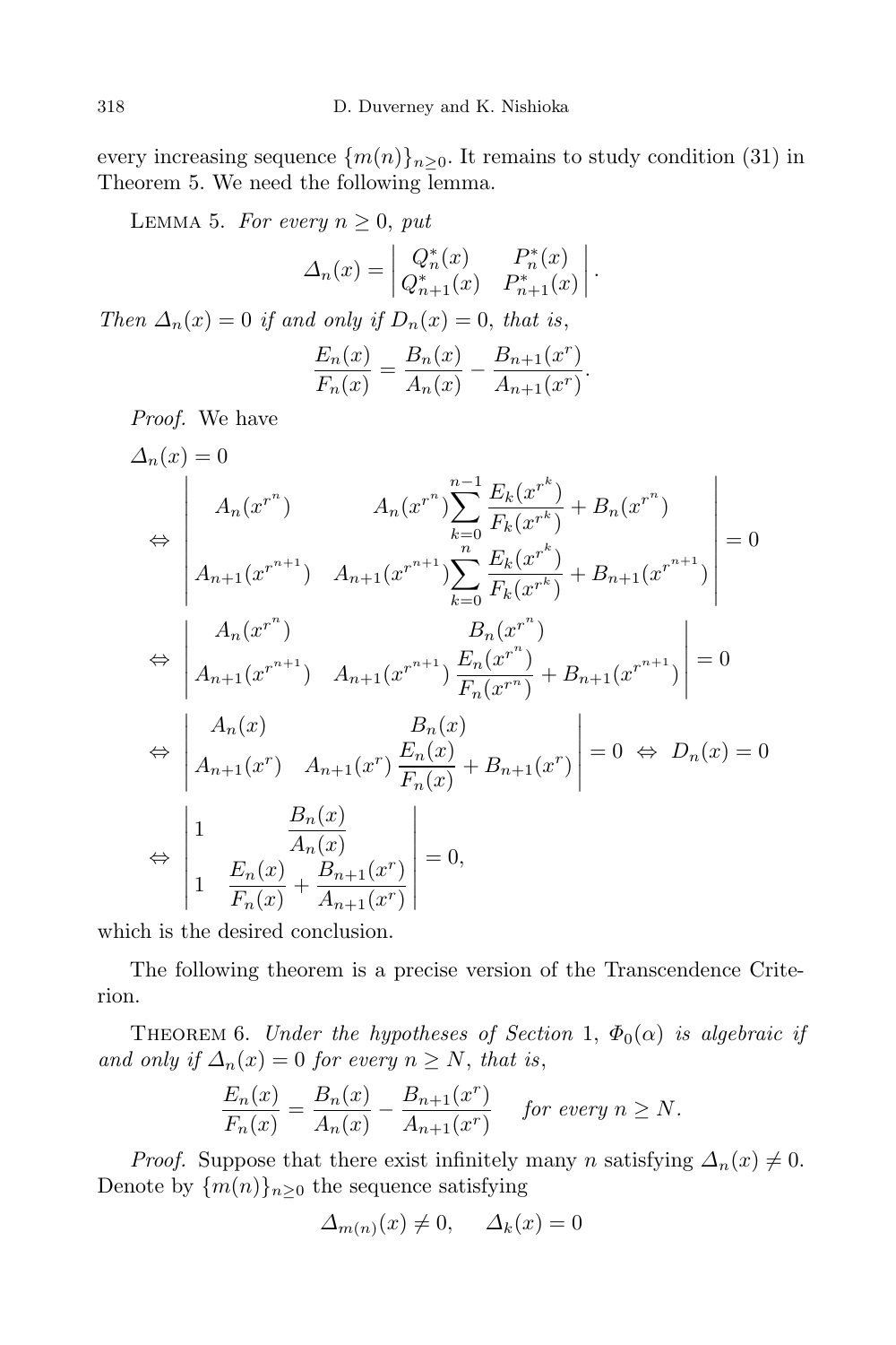every increasing sequence $\{m(n)\}_{n\ge 0}$. It remains to study condition (31) in Theorem 5. We need the following lemma.

Lemma 5. *For every $n \ge 0$, put*

$$\varDelta_n(x) = \begin{vmatrix} Q_n^*(x) & P_n^*(x) \\ Q_{n+1}^*(x) & P_{n+1}^*(x) \end{vmatrix}.$$

*Then $\varDelta_n(x) = 0$ if and only if $D_n(x) = 0$, that is,*

$$\frac{E_n(x)}{F_n(x)} = \frac{B_n(x)}{A_n(x)} - \frac{B_{n+1}(x^r)}{A_{n+1}(x^r)}.$$

*Proof.* We have

$$\begin{aligned}
&\varDelta_n(x) = 0 \\
&\Leftrightarrow \begin{vmatrix} A_n(x^{r^n}) & A_n(x^{r^n})\displaystyle\sum_{k=0}^{n-1}\frac{E_k(x^{r^k})}{F_k(x^{r^k})} + B_n(x^{r^n}) \\ A_{n+1}(x^{r^{n+1}}) & A_{n+1}(x^{r^{n+1}})\displaystyle\sum_{k=0}^{n}\frac{E_k(x^{r^k})}{F_k(x^{r^k})} + B_{n+1}(x^{r^{n+1}}) \end{vmatrix} = 0 \\
&\Leftrightarrow \begin{vmatrix} A_n(x^{r^n}) & B_n(x^{r^n}) \\ A_{n+1}(x^{r^{n+1}}) & A_{n+1}(x^{r^{n+1}})\,\dfrac{E_n(x^{r^n})}{F_n(x^{r^n})} + B_{n+1}(x^{r^{n+1}}) \end{vmatrix} = 0 \\
&\Leftrightarrow \begin{vmatrix} A_n(x) & B_n(x) \\ A_{n+1}(x^r) & A_{n+1}(x^r)\,\dfrac{E_n(x)}{F_n(x)} + B_{n+1}(x^r) \end{vmatrix} = 0 \;\Leftrightarrow\; D_n(x) = 0 \\
&\Leftrightarrow \begin{vmatrix} 1 & \dfrac{B_n(x)}{A_n(x)} \\ 1 & \dfrac{E_n(x)}{F_n(x)} + \dfrac{B_{n+1}(x^r)}{A_{n+1}(x^r)} \end{vmatrix} = 0,
\end{aligned}$$

which is the desired conclusion.

The following theorem is a precise version of the Transcendence Criterion.

Theorem 6. *Under the hypotheses of Section* 1, *$\varPhi_0(\alpha)$ is algebraic if and only if $\varDelta_n(x) = 0$ for every $n \ge N$, that is,*

$$\frac{E_n(x)}{F_n(x)} = \frac{B_n(x)}{A_n(x)} - \frac{B_{n+1}(x^r)}{A_{n+1}(x^r)} \quad \textit{for every } n \ge N.$$

*Proof.* Suppose that there exist infinitely many $n$ satisfying $\varDelta_n(x) \ne 0$. Denote by $\{m(n)\}_{n\ge 0}$ the sequence satisfying

$$\varDelta_{m(n)}(x) \ne 0, \qquad \varDelta_k(x) = 0$$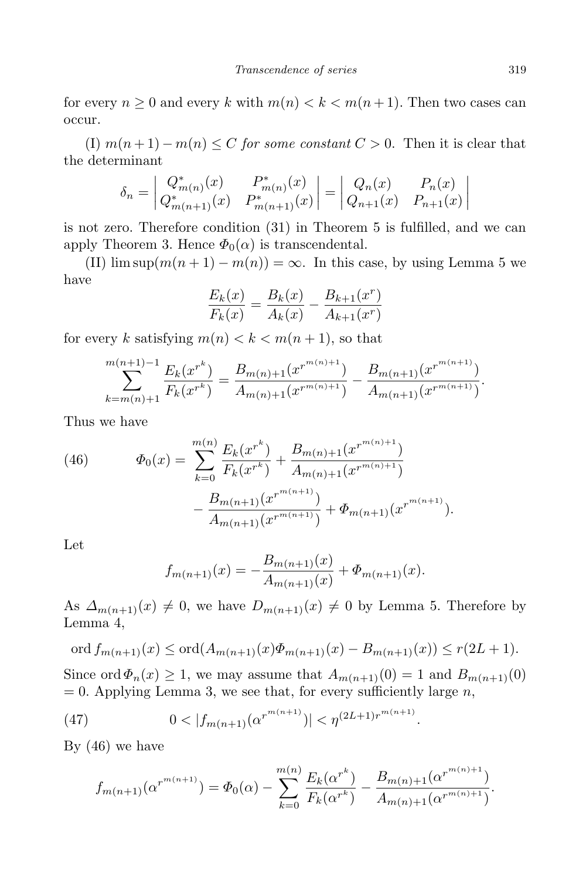for every $n \ge 0$ and every $k$ with $m(n) < k < m(n+1)$. Then two cases can occur.

(I) *$m(n+1) - m(n) \le C$ for some constant $C > 0$.* Then it is clear that the determinant

$$\delta_n = \begin{vmatrix} Q^*_{m(n)}(x) & P^*_{m(n)}(x) \\ Q^*_{m(n+1)}(x) & P^*_{m(n+1)}(x) \end{vmatrix} = \begin{vmatrix} Q_n(x) & P_n(x) \\ Q_{n+1}(x) & P_{n+1}(x) \end{vmatrix}$$

is not zero. Therefore condition (31) in Theorem 5 is fulfilled, and we can apply Theorem 3. Hence $\Phi_0(\alpha)$ is transcendental.

(II) $\limsup(m(n+1) - m(n)) = \infty$. In this case, by using Lemma 5 we have

$$\frac{E_k(x)}{F_k(x)} = \frac{B_k(x)}{A_k(x)} - \frac{B_{k+1}(x^r)}{A_{k+1}(x^r)}$$

for every $k$ satisfying $m(n) < k < m(n+1)$, so that

$$\sum_{k=m(n)+1}^{m(n+1)-1} \frac{E_k(x^{r^k})}{F_k(x^{r^k})} = \frac{B_{m(n)+1}(x^{r^{m(n)+1}})}{A_{m(n)+1}(x^{r^{m(n)+1}})} - \frac{B_{m(n+1)}(x^{r^{m(n+1)}})}{A_{m(n+1)}(x^{r^{m(n+1)}})}.$$

Thus we have

$$\begin{aligned} \Phi_0(x) = \sum_{k=0}^{m(n)} \frac{E_k(x^{r^k})}{F_k(x^{r^k})} + \frac{B_{m(n)+1}(x^{r^{m(n)+1}})}{A_{m(n)+1}(x^{r^{m(n)+1}})} \\ - \frac{B_{m(n+1)}(x^{r^{m(n+1)}})}{A_{m(n+1)}(x^{r^{m(n+1)}})} + \Phi_{m(n+1)}(x^{r^{m(n+1)}}). \end{aligned} \tag{46}$$

Let

$$f_{m(n+1)}(x) = -\frac{B_{m(n+1)}(x)}{A_{m(n+1)}(x)} + \Phi_{m(n+1)}(x).$$

As $\Delta_{m(n+1)}(x) \ne 0$, we have $D_{m(n+1)}(x) \ne 0$ by Lemma 5. Therefore by Lemma 4,

$$\operatorname{ord} f_{m(n+1)}(x) \le \operatorname{ord}(A_{m(n+1)}(x)\Phi_{m(n+1)}(x) - B_{m(n+1)}(x)) \le r(2L+1).$$

Since $\operatorname{ord} \Phi_n(x) \ge 1$, we may assume that $A_{m(n+1)}(0) = 1$ and $B_{m(n+1)}(0) = 0$. Applying Lemma 3, we see that, for every sufficiently large $n$,

$$0 < |f_{m(n+1)}(\alpha^{r^{m(n+1)}})| < \eta^{(2L+1)r^{m(n+1)}}. \tag{47}$$

By (46) we have

$$f_{m(n+1)}(\alpha^{r^{m(n+1)}}) = \Phi_0(\alpha) - \sum_{k=0}^{m(n)} \frac{E_k(\alpha^{r^k})}{F_k(\alpha^{r^k})} - \frac{B_{m(n)+1}(\alpha^{r^{m(n)+1}})}{A_{m(n)+1}(\alpha^{r^{m(n)+1}})}.$$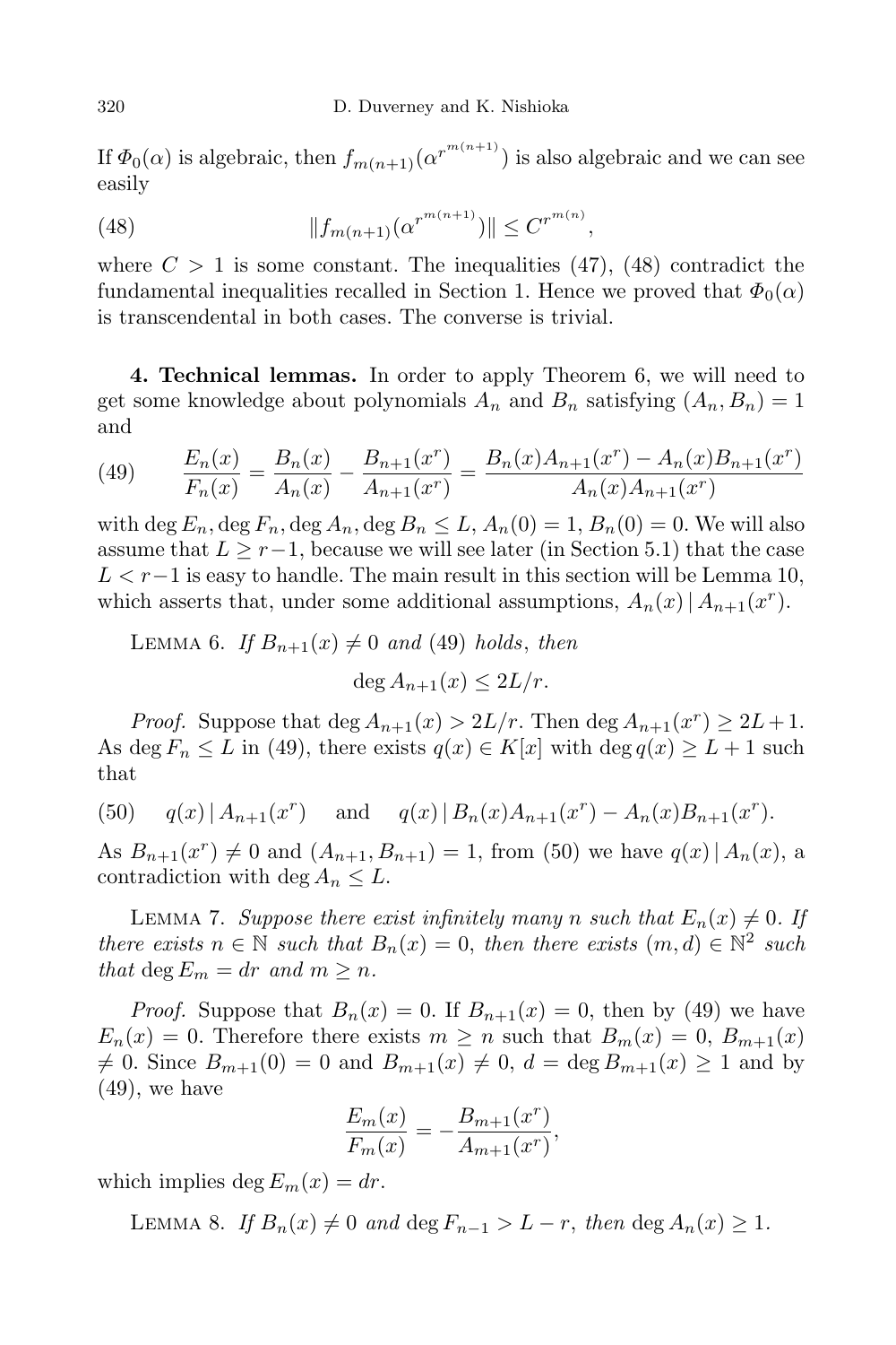If $\Phi_0(\alpha)$ is algebraic, then $f_{m(n+1)}(\alpha^{r^{m(n+1)}})$ is also algebraic and we can see easily

$$\|f_{m(n+1)}(\alpha^{r^{m(n+1)}})\| \leq C^{r^{m(n)}}, \tag{48}$$

where $C > 1$ is some constant. The inequalities (47), (48) contradict the fundamental inequalities recalled in Section 1. Hence we proved that $\Phi_0(\alpha)$ is transcendental in both cases. The converse is trivial.

**4. Technical lemmas.** In order to apply Theorem 6, we will need to get some knowledge about polynomials $A_n$ and $B_n$ satisfying $(A_n, B_n) = 1$ and

$$\frac{E_n(x)}{F_n(x)} = \frac{B_n(x)}{A_n(x)} - \frac{B_{n+1}(x^r)}{A_{n+1}(x^r)} = \frac{B_n(x)A_{n+1}(x^r) - A_n(x)B_{n+1}(x^r)}{A_n(x)A_{n+1}(x^r)} \tag{49}$$

with $\deg E_n, \deg F_n, \deg A_n, \deg B_n \leq L$, $A_n(0) = 1$, $B_n(0) = 0$. We will also assume that $L \geq r-1$, because we will see later (in Section 5.1) that the case $L < r-1$ is easy to handle. The main result in this section will be Lemma 10, which asserts that, under some additional assumptions, $A_n(x) \mid A_{n+1}(x^r)$.

Lemma 6. *If $B_{n+1}(x) \neq 0$ and* (49) *holds, then*

$$\deg A_{n+1}(x) \leq 2L/r.$$

*Proof.* Suppose that $\deg A_{n+1}(x) > 2L/r$. Then $\deg A_{n+1}(x^r) \geq 2L+1$. As $\deg F_n \leq L$ in (49), there exists $q(x) \in K[x]$ with $\deg q(x) \geq L+1$ such that

$$q(x) \mid A_{n+1}(x^r) \quad \text{and} \quad q(x) \mid B_n(x)A_{n+1}(x^r) - A_n(x)B_{n+1}(x^r). \tag{50}$$

As $B_{n+1}(x^r) \neq 0$ and $(A_{n+1}, B_{n+1}) = 1$, from (50) we have $q(x) \mid A_n(x)$, a contradiction with $\deg A_n \leq L$.

Lemma 7. *Suppose there exist infinitely many $n$ such that $E_n(x) \neq 0$. If there exists $n \in \mathbb{N}$ such that $B_n(x) = 0$, then there exists $(m, d) \in \mathbb{N}^2$ such that $\deg E_m = dr$ and $m \geq n$.*

*Proof.* Suppose that $B_n(x) = 0$. If $B_{n+1}(x) = 0$, then by (49) we have $E_n(x) = 0$. Therefore there exists $m \geq n$ such that $B_m(x) = 0$, $B_{m+1}(x) \neq 0$. Since $B_{m+1}(0) = 0$ and $B_{m+1}(x) \neq 0$, $d = \deg B_{m+1}(x) \geq 1$ and by (49), we have

$$\frac{E_m(x)}{F_m(x)} = -\frac{B_{m+1}(x^r)}{A_{m+1}(x^r)},$$

which implies $\deg E_m(x) = dr$.

Lemma 8. *If $B_n(x) \neq 0$ and $\deg F_{n-1} > L - r$, then $\deg A_n(x) \geq 1$.*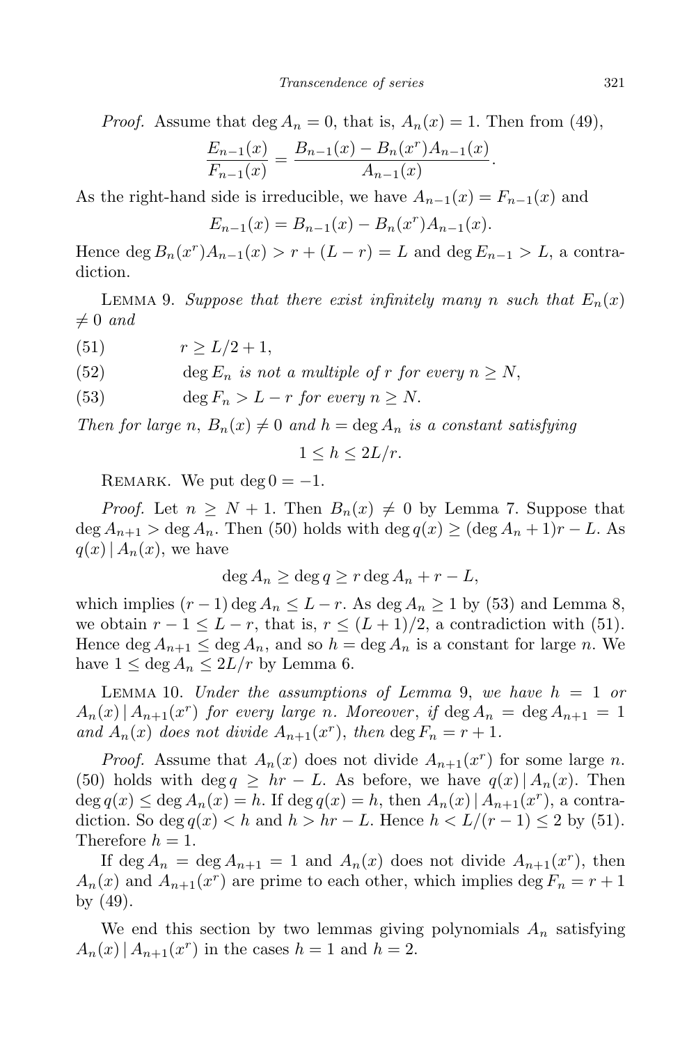*Proof.* Assume that $\deg A_n = 0$, that is, $A_n(x) = 1$. Then from (49),

$$\frac{E_{n-1}(x)}{F_{n-1}(x)} = \frac{B_{n-1}(x) - B_n(x^r)A_{n-1}(x)}{A_{n-1}(x)}.$$

As the right-hand side is irreducible, we have $A_{n-1}(x) = F_{n-1}(x)$ and

$$E_{n-1}(x) = B_{n-1}(x) - B_n(x^r)A_{n-1}(x).$$

Hence $\deg B_n(x^r)A_{n-1}(x) > r + (L-r) = L$ and $\deg E_{n-1} > L$, a contradiction.

Lemma 9. *Suppose that there exist infinitely many $n$ such that $E_n(x) \neq 0$ and*

(51) $\qquad r \geq L/2 + 1,$

(52) $\qquad \deg E_n$ *is not a multiple of $r$ for every $n \geq N$,*

(53) $\qquad \deg F_n > L - r$ *for every $n \geq N$.*

*Then for large $n$, $B_n(x) \neq 0$ and $h = \deg A_n$ is a constant satisfying*

$$1 \leq h \leq 2L/r.$$

Remark. We put $\deg 0 = -1$.

*Proof.* Let $n \geq N+1$. Then $B_n(x) \neq 0$ by Lemma 7. Suppose that $\deg A_{n+1} > \deg A_n$. Then (50) holds with $\deg q(x) \geq (\deg A_n + 1)r - L$. As $q(x) \mid A_n(x)$, we have

$$\deg A_n \geq \deg q \geq r \deg A_n + r - L,$$

which implies $(r-1)\deg A_n \leq L - r$. As $\deg A_n \geq 1$ by (53) and Lemma 8, we obtain $r - 1 \leq L - r$, that is, $r \leq (L+1)/2$, a contradiction with (51). Hence $\deg A_{n+1} \leq \deg A_n$, and so $h = \deg A_n$ is a constant for large $n$. We have $1 \leq \deg A_n \leq 2L/r$ by Lemma 6.

Lemma 10. *Under the assumptions of Lemma* 9, *we have $h = 1$ or $A_n(x) \mid A_{n+1}(x^r)$ for every large $n$. Moreover*, *if $\deg A_n = \deg A_{n+1} = 1$ and $A_n(x)$ does not divide $A_{n+1}(x^r)$, then $\deg F_n = r+1$.*

*Proof.* Assume that $A_n(x)$ does not divide $A_{n+1}(x^r)$ for some large $n$. (50) holds with $\deg q \geq hr - L$. As before, we have $q(x) \mid A_n(x)$. Then $\deg q(x) \leq \deg A_n(x) = h$. If $\deg q(x) = h$, then $A_n(x) \mid A_{n+1}(x^r)$, a contradiction. So $\deg q(x) < h$ and $h > hr - L$. Hence $h < L/(r-1) \leq 2$ by (51). Therefore $h = 1$.

If $\deg A_n = \deg A_{n+1} = 1$ and $A_n(x)$ does not divide $A_{n+1}(x^r)$, then $A_n(x)$ and $A_{n+1}(x^r)$ are prime to each other, which implies $\deg F_n = r+1$ by (49).

We end this section by two lemmas giving polynomials $A_n$ satisfying $A_n(x) \mid A_{n+1}(x^r)$ in the cases $h = 1$ and $h = 2$.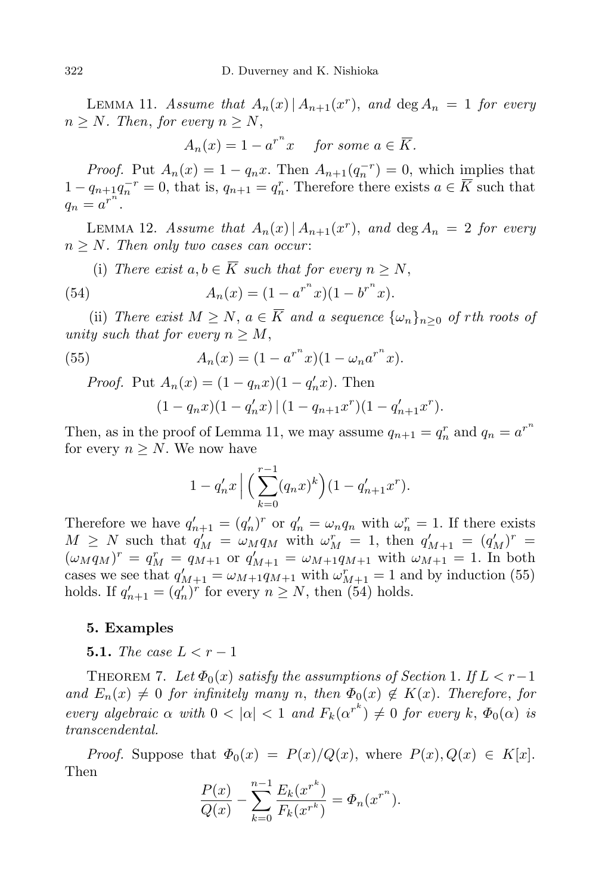Lemma 11. *Assume that $A_n(x) \mid A_{n+1}(x^r)$, and $\deg A_n = 1$ for every $n \geq N$. Then, for every $n \geq N$,*

$$A_n(x) = 1 - a^{r^n}x \quad \text{for some } a \in \overline{K}.$$

*Proof.* Put $A_n(x) = 1 - q_n x$. Then $A_{n+1}(q_n^{-r}) = 0$, which implies that $1 - q_{n+1}q_n^{-r} = 0$, that is, $q_{n+1} = q_n^r$. Therefore there exists $a \in \overline{K}$ such that $q_n = a^{r^n}$.

Lemma 12. *Assume that $A_n(x) \mid A_{n+1}(x^r)$, and $\deg A_n = 2$ for every $n \geq N$. Then only two cases can occur*:

(i) *There exist $a, b \in \overline{K}$ such that for every $n \geq N$,*

$$A_n(x) = (1 - a^{r^n}x)(1 - b^{r^n}x). \tag{54}$$

(ii) *There exist $M \geq N$, $a \in \overline{K}$ and a sequence $\{\omega_n\}_{n\geq 0}$ of rth roots of unity such that for every $n \geq M$,*

$$A_n(x) = (1 - a^{r^n}x)(1 - \omega_n a^{r^n}x). \tag{55}$$

*Proof.* Put $A_n(x) = (1 - q_n x)(1 - q'_n x)$. Then

$$(1 - q_n x)(1 - q'_n x) \mid (1 - q_{n+1}x^r)(1 - q'_{n+1}x^r).$$

Then, as in the proof of Lemma 11, we may assume $q_{n+1} = q_n^r$ and $q_n = a^{r^n}$ for every $n \geq N$. We now have

$$1 - q'_n x \,\Big|\, \Big(\sum_{k=0}^{r-1}(q_n x)^k\Big)(1 - q'_{n+1}x^r).$$

Therefore we have $q'_{n+1} = (q'_n)^r$ or $q'_n = \omega_n q_n$ with $\omega_n^r = 1$. If there exists $M \geq N$ such that $q'_M = \omega_M q_M$ with $\omega_M^r = 1$, then $q'_{M+1} = (q'_M)^r = (\omega_M q_M)^r = q_M^r = q_{M+1}$ or $q'_{M+1} = \omega_{M+1}q_{M+1}$ with $\omega_{M+1} = 1$. In both cases we see that $q'_{M+1} = \omega_{M+1}q_{M+1}$ with $\omega_{M+1}^r = 1$ and by induction (55) holds. If $q'_{n+1} = (q'_n)^r$ for every $n \geq N$, then (54) holds.

## 5. Examples

**5.1.** *The case $L < r - 1$*

Theorem 7. *Let $\Phi_0(x)$ satisfy the assumptions of Section 1. If $L < r-1$ and $E_n(x) \neq 0$ for infinitely many $n$, then $\Phi_0(x) \notin K(x)$. Therefore, for every algebraic $\alpha$ with $0 < |\alpha| < 1$ and $F_k(\alpha^{r^k}) \neq 0$ for every $k$, $\Phi_0(\alpha)$ is transcendental.*

*Proof.* Suppose that $\Phi_0(x) = P(x)/Q(x)$, where $P(x), Q(x) \in K[x]$. Then

$$\frac{P(x)}{Q(x)} - \sum_{k=0}^{n-1}\frac{E_k(x^{r^k})}{F_k(x^{r^k})} = \Phi_n(x^{r^n}).$$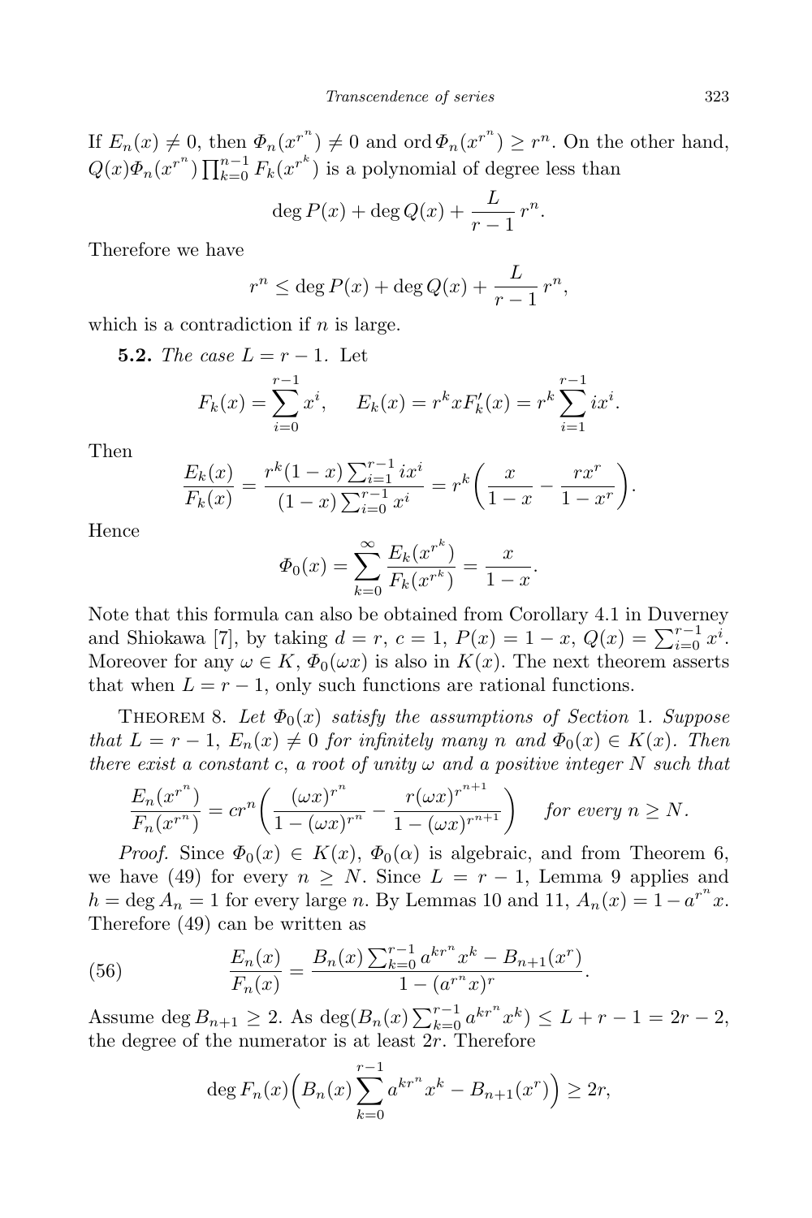If $E_n(x) \neq 0$, then $\Phi_n(x^{r^n}) \neq 0$ and $\operatorname{ord} \Phi_n(x^{r^n}) \geq r^n$. On the other hand, $Q(x)\Phi_n(x^{r^n}) \prod_{k=0}^{n-1} F_k(x^{r^k})$ is a polynomial of degree less than

$$\deg P(x) + \deg Q(x) + \frac{L}{r-1}\, r^n.$$

Therefore we have

$$r^n \leq \deg P(x) + \deg Q(x) + \frac{L}{r-1}\, r^n,$$

which is a contradiction if $n$ is large.

**5.2.** *The case* $L = r - 1$. Let

$$F_k(x) = \sum_{i=0}^{r-1} x^i, \qquad E_k(x) = r^k x F_k'(x) = r^k \sum_{i=1}^{r-1} i x^i.$$

Then

$$\frac{E_k(x)}{F_k(x)} = \frac{r^k (1-x)\sum_{i=1}^{r-1} i x^i}{(1-x)\sum_{i=0}^{r-1} x^i} = r^k \biggl( \frac{x}{1-x} - \frac{r x^r}{1-x^r} \biggr).$$

Hence

$$\Phi_0(x) = \sum_{k=0}^{\infty} \frac{E_k(x^{r^k})}{F_k(x^{r^k})} = \frac{x}{1-x}.$$

Note that this formula can also be obtained from Corollary 4.1 in Duverney and Shiokawa [7], by taking $d = r$, $c = 1$, $P(x) = 1 - x$, $Q(x) = \sum_{i=0}^{r-1} x^i$. Moreover for any $\omega \in K$, $\Phi_0(\omega x)$ is also in $K(x)$. The next theorem asserts that when $L = r - 1$, only such functions are rational functions.

Theorem 8. *Let $\Phi_0(x)$ satisfy the assumptions of Section* 1. *Suppose that $L = r - 1$, $E_n(x) \neq 0$ for infinitely many $n$ and $\Phi_0(x) \in K(x)$. Then there exist a constant $c$, a root of unity $\omega$ and a positive integer $N$ such that*

$$\frac{E_n(x^{r^n})}{F_n(x^{r^n})} = c r^n \biggl( \frac{(\omega x)^{r^n}}{1 - (\omega x)^{r^n}} - \frac{r (\omega x)^{r^{n+1}}}{1 - (\omega x)^{r^{n+1}}} \biggr) \quad \textit{for every } n \geq N.$$

*Proof.* Since $\Phi_0(x) \in K(x)$, $\Phi_0(\alpha)$ is algebraic, and from Theorem 6, we have (49) for every $n \geq N$. Since $L = r - 1$, Lemma 9 applies and $h = \deg A_n = 1$ for every large $n$. By Lemmas 10 and 11, $A_n(x) = 1 - a^{r^n} x$. Therefore (49) can be written as

$$\frac{E_n(x)}{F_n(x)} = \frac{B_n(x)\sum_{k=0}^{r-1} a^{k r^n} x^k - B_{n+1}(x^r)}{1 - (a^{r^n} x)^r}. \tag{56}$$

Assume $\deg B_{n+1} \geq 2$. As $\deg(B_n(x)\sum_{k=0}^{r-1} a^{k r^n} x^k) \leq L + r - 1 = 2r - 2$, the degree of the numerator is at least $2r$. Therefore

$$\deg F_n(x) \Bigl( B_n(x) \sum_{k=0}^{r-1} a^{k r^n} x^k - B_{n+1}(x^r) \Bigr) \geq 2r,$$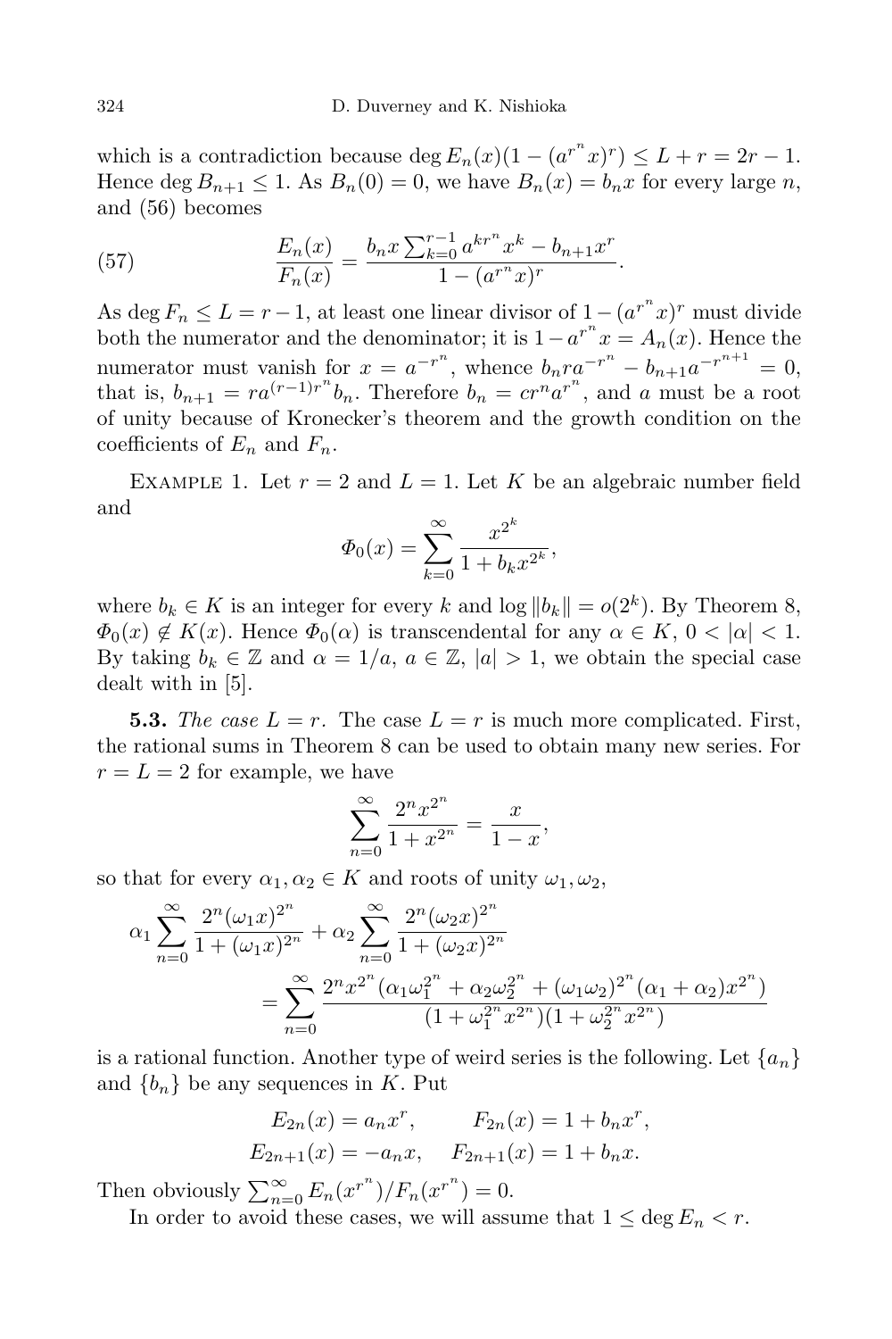which is a contradiction because $\deg E_n(x)(1-(a^{r^n}x)^r) \le L + r = 2r - 1$. Hence $\deg B_{n+1} \le 1$. As $B_n(0) = 0$, we have $B_n(x) = b_n x$ for every large $n$, and (56) becomes

$$\frac{E_n(x)}{F_n(x)} = \frac{b_n x \sum_{k=0}^{r-1} a^{kr^n} x^k - b_{n+1} x^r}{1-(a^{r^n}x)^r}. \tag{57}$$

As $\deg F_n \le L = r-1$, at least one linear divisor of $1-(a^{r^n}x)^r$ must divide both the numerator and the denominator; it is $1 - a^{r^n}x = A_n(x)$. Hence the numerator must vanish for $x = a^{-r^n}$, whence $b_n r a^{-r^n} - b_{n+1} a^{-r^{n+1}} = 0$, that is, $b_{n+1} = r a^{(r-1)r^n} b_n$. Therefore $b_n = c r^n a^{r^n}$, and $a$ must be a root of unity because of Kronecker's theorem and the growth condition on the coefficients of $E_n$ and $F_n$.

Example 1. Let $r = 2$ and $L = 1$. Let $K$ be an algebraic number field and

$$\Phi_0(x) = \sum_{k=0}^{\infty} \frac{x^{2^k}}{1 + b_k x^{2^k}},$$

where $b_k \in K$ is an integer for every $k$ and $\log \|b_k\| = o(2^k)$. By Theorem 8, $\Phi_0(x) \notin K(x)$. Hence $\Phi_0(\alpha)$ is transcendental for any $\alpha \in K$, $0 < |\alpha| < 1$. By taking $b_k \in \mathbb{Z}$ and $\alpha = 1/a$, $a \in \mathbb{Z}$, $|a| > 1$, we obtain the special case dealt with in [5].

**5.3.** *The case $L = r$.* The case $L = r$ is much more complicated. First, the rational sums in Theorem 8 can be used to obtain many new series. For $r = L = 2$ for example, we have

$$\sum_{n=0}^{\infty} \frac{2^n x^{2^n}}{1 + x^{2^n}} = \frac{x}{1-x},$$

so that for every $\alpha_1, \alpha_2 \in K$ and roots of unity $\omega_1, \omega_2$,

$$\alpha_1 \sum_{n=0}^{\infty} \frac{2^n (\omega_1 x)^{2^n}}{1 + (\omega_1 x)^{2^n}} + \alpha_2 \sum_{n=0}^{\infty} \frac{2^n (\omega_2 x)^{2^n}}{1 + (\omega_2 x)^{2^n}} = \sum_{n=0}^{\infty} \frac{2^n x^{2^n} (\alpha_1 \omega_1^{2^n} + \alpha_2 \omega_2^{2^n} + (\omega_1\omega_2)^{2^n}(\alpha_1 + \alpha_2) x^{2^n})}{(1 + \omega_1^{2^n} x^{2^n})(1 + \omega_2^{2^n} x^{2^n})}$$

is a rational function. Another type of weird series is the following. Let $\{a_n\}$ and $\{b_n\}$ be any sequences in $K$. Put

$$E_{2n}(x) = a_n x^r, \qquad F_{2n}(x) = 1 + b_n x^r,$$
$$E_{2n+1}(x) = -a_n x, \quad F_{2n+1}(x) = 1 + b_n x.$$

Then obviously $\sum_{n=0}^{\infty} E_n(x^{r^n})/F_n(x^{r^n}) = 0$.

In order to avoid these cases, we will assume that $1 \le \deg E_n < r$.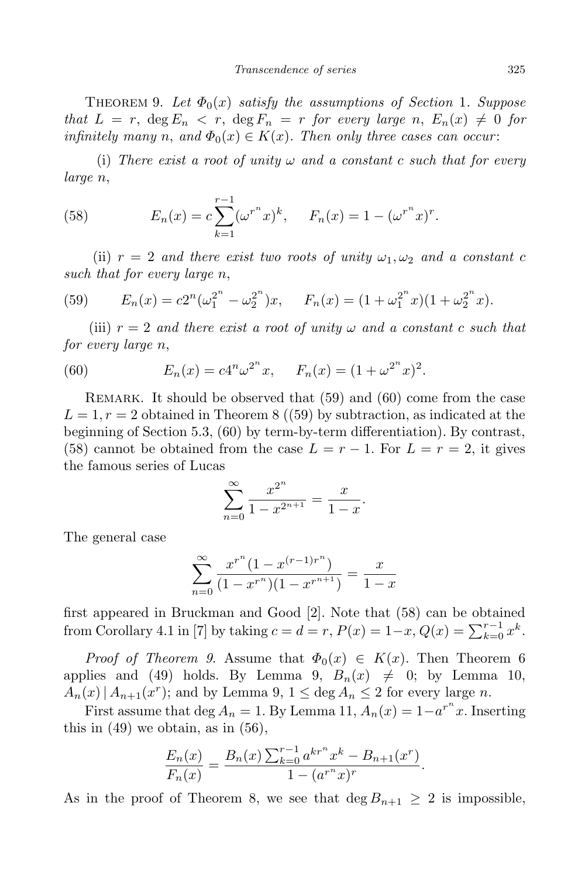THEOREM 9. *Let $\Phi_0(x)$ satisfy the assumptions of Section* 1. *Suppose that $L = r$, $\deg E_n < r$, $\deg F_n = r$ for every large $n$, $E_n(x) \neq 0$ for infinitely many $n$, and $\Phi_0(x) \in K(x)$. Then only three cases can occur*:

(i) *There exist a root of unity $\omega$ and a constant $c$ such that for every large $n$,*

$$E_n(x) = c\sum_{k=1}^{r-1}(\omega^{r^n}x)^k, \qquad F_n(x) = 1 - (\omega^{r^n}x)^r. \tag{58}$$

(ii) *$r = 2$ and there exist two roots of unity $\omega_1, \omega_2$ and a constant $c$ such that for every large $n$,*

$$E_n(x) = c2^n(\omega_1^{2^n} - \omega_2^{2^n})x, \qquad F_n(x) = (1 + \omega_1^{2^n}x)(1 + \omega_2^{2^n}x). \tag{59}$$

(iii) *$r = 2$ and there exist a root of unity $\omega$ and a constant $c$ such that for every large $n$,*

$$E_n(x) = c4^n\omega^{2^n}x, \qquad F_n(x) = (1 + \omega^{2^n}x)^2. \tag{60}$$

REMARK. It should be observed that (59) and (60) come from the case $L = 1, r = 2$ obtained in Theorem 8 ((59) by subtraction, as indicated at the beginning of Section 5.3, (60) by term-by-term differentiation). By contrast, (58) cannot be obtained from the case $L = r - 1$. For $L = r = 2$, it gives the famous series of Lucas

$$\sum_{n=0}^{\infty} \frac{x^{2^n}}{1 - x^{2^{n+1}}} = \frac{x}{1 - x}.$$

The general case

$$\sum_{n=0}^{\infty} \frac{x^{r^n}(1 - x^{(r-1)r^n})}{(1 - x^{r^n})(1 - x^{r^{n+1}})} = \frac{x}{1 - x}$$

first appeared in Bruckman and Good [2]. Note that (58) can be obtained from Corollary 4.1 in [7] by taking $c = d = r$, $P(x) = 1 - x$, $Q(x) = \sum_{k=0}^{r-1} x^k$.

*Proof of Theorem 9.* Assume that $\Phi_0(x) \in K(x)$. Then Theorem 6 applies and (49) holds. By Lemma 9, $B_n(x) \neq 0$; by Lemma 10, $A_n(x) \mid A_{n+1}(x^r)$; and by Lemma 9, $1 \le \deg A_n \le 2$ for every large $n$.

First assume that $\deg A_n = 1$. By Lemma 11, $A_n(x) = 1 - a^{r^n}x$. Inserting this in (49) we obtain, as in (56),

$$\frac{E_n(x)}{F_n(x)} = \frac{B_n(x)\sum_{k=0}^{r-1} a^{kr^n}x^k - B_{n+1}(x^r)}{1 - (a^{r^n}x)^r}.$$

As in the proof of Theorem 8, we see that $\deg B_{n+1} \ge 2$ is impossible,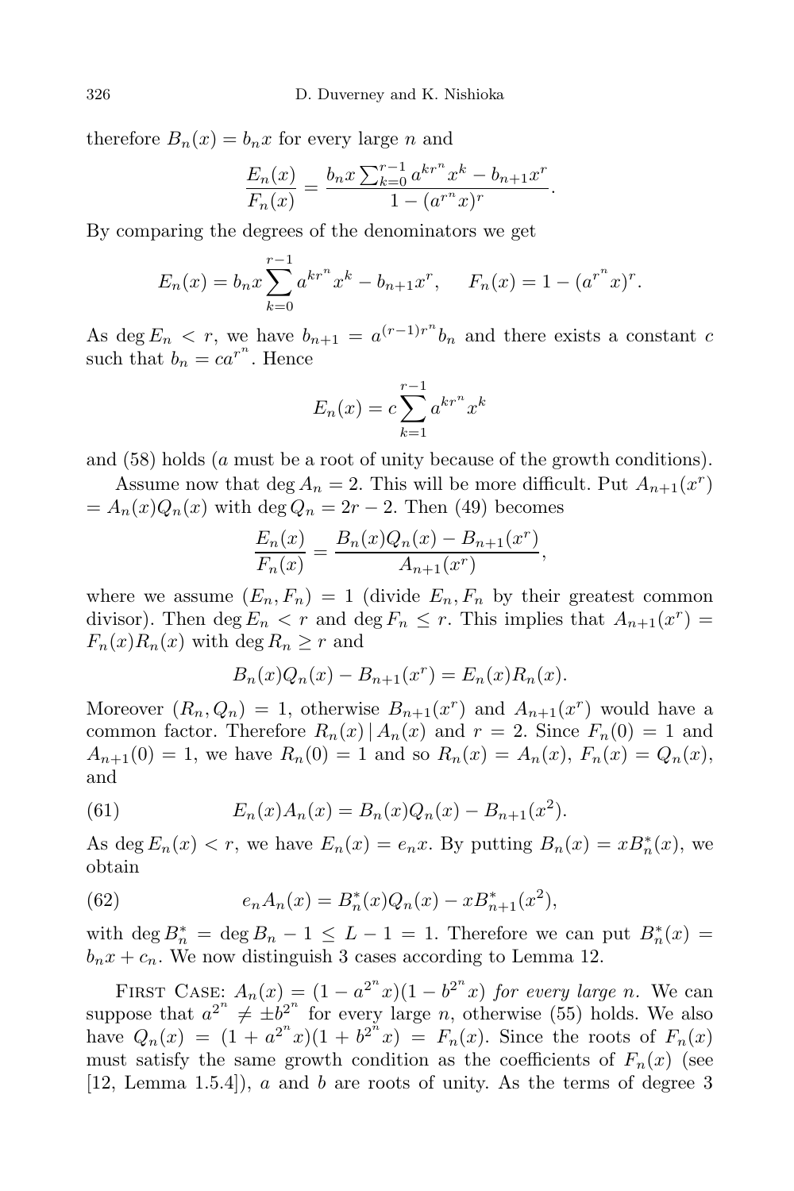therefore $B_n(x) = b_n x$ for every large $n$ and

$$\frac{E_n(x)}{F_n(x)} = \frac{b_n x \sum_{k=0}^{r-1} a^{kr^n} x^k - b_{n+1} x^r}{1 - (a^{r^n} x)^r}.$$

By comparing the degrees of the denominators we get

$$E_n(x) = b_n x \sum_{k=0}^{r-1} a^{kr^n} x^k - b_{n+1} x^r, \qquad F_n(x) = 1 - (a^{r^n} x)^r.$$

As $\deg E_n < r$, we have $b_{n+1} = a^{(r-1)r^n} b_n$ and there exists a constant $c$ such that $b_n = c a^{r^n}$. Hence

$$E_n(x) = c \sum_{k=1}^{r-1} a^{kr^n} x^k$$

and (58) holds ($a$ must be a root of unity because of the growth conditions).

Assume now that $\deg A_n = 2$. This will be more difficult. Put $A_{n+1}(x^r) = A_n(x) Q_n(x)$ with $\deg Q_n = 2r - 2$. Then (49) becomes

$$\frac{E_n(x)}{F_n(x)} = \frac{B_n(x) Q_n(x) - B_{n+1}(x^r)}{A_{n+1}(x^r)},$$

where we assume $(E_n, F_n) = 1$ (divide $E_n, F_n$ by their greatest common divisor). Then $\deg E_n < r$ and $\deg F_n \le r$. This implies that $A_{n+1}(x^r) = F_n(x) R_n(x)$ with $\deg R_n \ge r$ and

$$B_n(x) Q_n(x) - B_{n+1}(x^r) = E_n(x) R_n(x).$$

Moreover $(R_n, Q_n) = 1$, otherwise $B_{n+1}(x^r)$ and $A_{n+1}(x^r)$ would have a common factor. Therefore $R_n(x) \mid A_n(x)$ and $r = 2$. Since $F_n(0) = 1$ and $A_{n+1}(0) = 1$, we have $R_n(0) = 1$ and so $R_n(x) = A_n(x)$, $F_n(x) = Q_n(x)$, and

$$E_n(x) A_n(x) = B_n(x) Q_n(x) - B_{n+1}(x^2). \tag{61}$$

As $\deg E_n(x) < r$, we have $E_n(x) = e_n x$. By putting $B_n(x) = x B_n^*(x)$, we obtain

$$e_n A_n(x) = B_n^*(x) Q_n(x) - x B_{n+1}^*(x^2), \tag{62}$$

with $\deg B_n^* = \deg B_n - 1 \le L - 1 = 1$. Therefore we can put $B_n^*(x) = b_n x + c_n$. We now distinguish 3 cases according to Lemma 12.

First Case: *$A_n(x) = (1 - a^{2^n} x)(1 - b^{2^n} x)$ for every large $n$.* We can suppose that $a^{2^n} \ne \pm b^{2^n}$ for every large $n$, otherwise (55) holds. We also have $Q_n(x) = (1 + a^{2^n} x)(1 + b^{2^n} x) = F_n(x)$. Since the roots of $F_n(x)$ must satisfy the same growth condition as the coefficients of $F_n(x)$ (see [12, Lemma 1.5.4]), $a$ and $b$ are roots of unity. As the terms of degree 3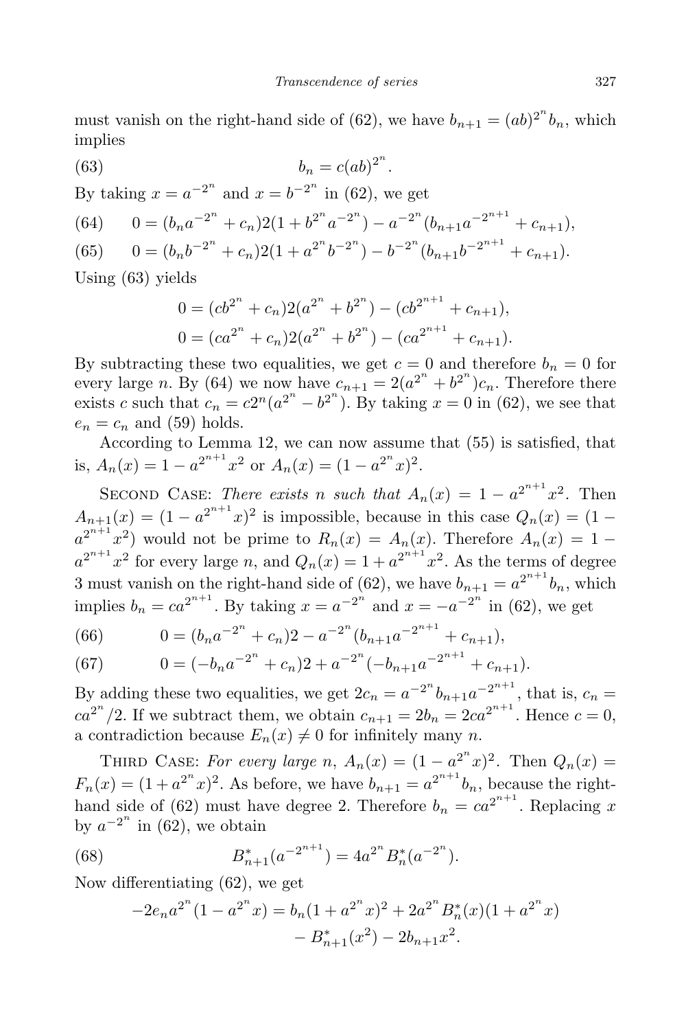must vanish on the right-hand side of (62), we have $b_{n+1} = (ab)^{2^n} b_n$, which implies

$$b_n = c(ab)^{2^n}. \tag{63}$$

By taking $x = a^{-2^n}$ and $x = b^{-2^n}$ in (62), we get

$$0 = (b_n a^{-2^n} + c_n)2(1 + b^{2^n} a^{-2^n}) - a^{-2^n}(b_{n+1} a^{-2^{n+1}} + c_{n+1}), \tag{64}$$

$$0 = (b_n b^{-2^n} + c_n)2(1 + a^{2^n} b^{-2^n}) - b^{-2^n}(b_{n+1} b^{-2^{n+1}} + c_{n+1}). \tag{65}$$

Using (63) yields

$$0 = (cb^{2^n} + c_n)2(a^{2^n} + b^{2^n}) - (cb^{2^{n+1}} + c_{n+1}),$$
$$0 = (ca^{2^n} + c_n)2(a^{2^n} + b^{2^n}) - (ca^{2^{n+1}} + c_{n+1}).$$

By subtracting these two equalities, we get $c = 0$ and therefore $b_n = 0$ for every large $n$. By (64) we now have $c_{n+1} = 2(a^{2^n} + b^{2^n})c_n$. Therefore there exists $c$ such that $c_n = c2^n(a^{2^n} - b^{2^n})$. By taking $x = 0$ in (62), we see that $e_n = c_n$ and (59) holds.

According to Lemma 12, we can now assume that (55) is satisfied, that is, $A_n(x) = 1 - a^{2^{n+1}} x^2$ or $A_n(x) = (1 - a^{2^n} x)^2$.

Second Case: *There exists $n$ such that $A_n(x) = 1 - a^{2^{n+1}} x^2$.* Then $A_{n+1}(x) = (1 - a^{2^{n+1}} x)^2$ is impossible, because in this case $Q_n(x) = (1 - a^{2^{n+1}} x^2)$ would not be prime to $R_n(x) = A_n(x)$. Therefore $A_n(x) = 1 - a^{2^{n+1}} x^2$ for every large $n$, and $Q_n(x) = 1 + a^{2^{n+1}} x^2$. As the terms of degree 3 must vanish on the right-hand side of (62), we have $b_{n+1} = a^{2^{n+1}} b_n$, which implies $b_n = ca^{2^{n+1}}$. By taking $x = a^{-2^n}$ and $x = -a^{-2^n}$ in (62), we get

$$0 = (b_n a^{-2^n} + c_n)2 - a^{-2^n}(b_{n+1} a^{-2^{n+1}} + c_{n+1}), \tag{66}$$

$$0 = (-b_n a^{-2^n} + c_n)2 + a^{-2^n}(-b_{n+1} a^{-2^{n+1}} + c_{n+1}). \tag{67}$$

By adding these two equalities, we get $2c_n = a^{-2^n} b_{n+1} a^{-2^{n+1}}$, that is, $c_n = ca^{2^n}/2$. If we subtract them, we obtain $c_{n+1} = 2b_n = 2ca^{2^{n+1}}$. Hence $c = 0$, a contradiction because $E_n(x) \neq 0$ for infinitely many $n$.

Third Case: *For every large $n$, $A_n(x) = (1 - a^{2^n} x)^2$.* Then $Q_n(x) = F_n(x) = (1 + a^{2^n} x)^2$. As before, we have $b_{n+1} = a^{2^{n+1}} b_n$, because the right-hand side of (62) must have degree 2. Therefore $b_n = ca^{2^{n+1}}$. Replacing $x$ by $a^{-2^n}$ in (62), we obtain

$$B^*_{n+1}(a^{-2^{n+1}}) = 4a^{2^n} B^*_n(a^{-2^n}). \tag{68}$$

Now differentiating (62), we get

$$-2e_n a^{2^n}(1 - a^{2^n} x) = b_n(1 + a^{2^n} x)^2 + 2a^{2^n} B^*_n(x)(1 + a^{2^n} x) - B^*_{n+1}(x^2) - 2b_{n+1} x^2.$$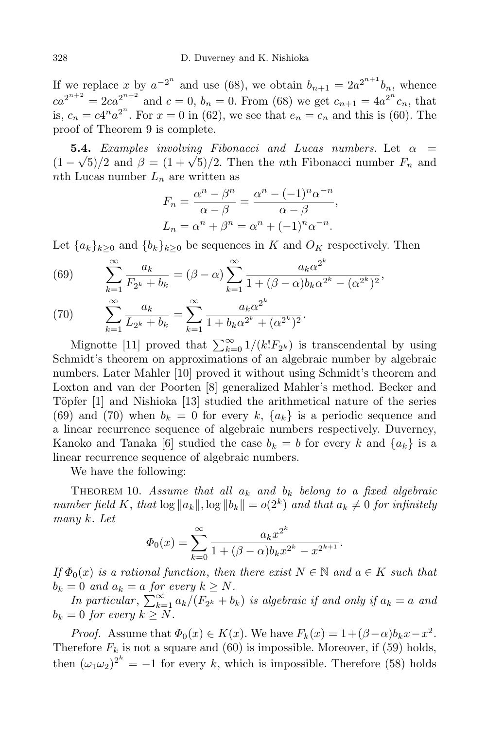If we replace $x$ by $a^{-2^n}$ and use (68), we obtain $b_{n+1} = 2a^{2^{n+1}} b_n$, whence $ca^{2^{n+2}} = 2ca^{2^{n+2}}$ and $c = 0$, $b_n = 0$. From (68) we get $c_{n+1} = 4a^{2^n} c_n$, that is, $c_n = c4^n a^{2^n}$. For $x = 0$ in (62), we see that $e_n = c_n$ and this is (60). The proof of Theorem 9 is complete.

**5.4.** *Examples involving Fibonacci and Lucas numbers.* Let $\alpha = (1-\sqrt{5})/2$ and $\beta = (1+\sqrt{5})/2$. Then the $n$th Fibonacci number $F_n$ and $n$th Lucas number $L_n$ are written as

$$F_n = \frac{\alpha^n - \beta^n}{\alpha - \beta} = \frac{\alpha^n - (-1)^n \alpha^{-n}}{\alpha - \beta},$$
$$L_n = \alpha^n + \beta^n = \alpha^n + (-1)^n \alpha^{-n}.$$

Let $\{a_k\}_{k\ge 0}$ and $\{b_k\}_{k\ge 0}$ be sequences in $K$ and $O_K$ respectively. Then

$$\sum_{k=1}^{\infty} \frac{a_k}{F_{2^k} + b_k} = (\beta - \alpha) \sum_{k=1}^{\infty} \frac{a_k \alpha^{2^k}}{1 + (\beta-\alpha) b_k \alpha^{2^k} - (\alpha^{2^k})^2}, \tag{69}$$

$$\sum_{k=1}^{\infty} \frac{a_k}{L_{2^k} + b_k} = \sum_{k=1}^{\infty} \frac{a_k \alpha^{2^k}}{1 + b_k \alpha^{2^k} + (\alpha^{2^k})^2}. \tag{70}$$

Mignotte [11] proved that $\sum_{k=0}^{\infty} 1/(k! F_{2^k})$ is transcendental by using Schmidt's theorem on approximations of an algebraic number by algebraic numbers. Later Mahler [10] proved it without using Schmidt's theorem and Loxton and van der Poorten [8] generalized Mahler's method. Becker and Töpfer [1] and Nishioka [13] studied the arithmetical nature of the series (69) and (70) when $b_k = 0$ for every $k$, $\{a_k\}$ is a periodic sequence and a linear recurrence sequence of algebraic numbers respectively. Duverney, Kanoko and Tanaka [6] studied the case $b_k = b$ for every $k$ and $\{a_k\}$ is a linear recurrence sequence of algebraic numbers.

We have the following:

Theorem 10. *Assume that all $a_k$ and $b_k$ belong to a fixed algebraic number field $K$, that $\log \|a_k\|, \log \|b_k\| = o(2^k)$ and that $a_k \neq 0$ for infinitely many $k$. Let*

$$\Phi_0(x) = \sum_{k=0}^{\infty} \frac{a_k x^{2^k}}{1 + (\beta - \alpha) b_k x^{2^k} - x^{2^{k+1}}}.$$

*If $\Phi_0(x)$ is a rational function, then there exist $N \in \mathbb{N}$ and $a \in K$ such that $b_k = 0$ and $a_k = a$ for every $k \ge N$.*

*In particular, $\sum_{k=1}^{\infty} a_k/(F_{2^k} + b_k)$ is algebraic if and only if $a_k = a$ and $b_k = 0$ for every $k \ge N$.*

*Proof.* Assume that $\Phi_0(x) \in K(x)$. We have $F_k(x) = 1 + (\beta-\alpha) b_k x - x^2$. Therefore $F_k$ is not a square and (60) is impossible. Moreover, if (59) holds, then $(\omega_1\omega_2)^{2^k} = -1$ for every $k$, which is impossible. Therefore (58) holds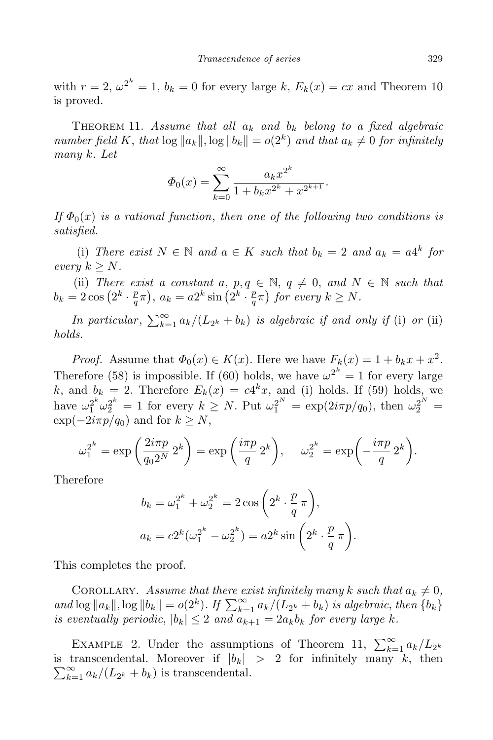with $r = 2$, $\omega^{2^k} = 1$, $b_k = 0$ for every large $k$, $E_k(x) = cx$ and Theorem 10 is proved.

Theorem 11. *Assume that all $a_k$ and $b_k$ belong to a fixed algebraic number field $K$, that $\log \|a_k\|, \log \|b_k\| = o(2^k)$ and that $a_k \neq 0$ for infinitely many $k$. Let*

$$\Phi_0(x) = \sum_{k=0}^{\infty} \frac{a_k x^{2^k}}{1 + b_k x^{2^k} + x^{2^{k+1}}}.$$

*If $\Phi_0(x)$ is a rational function, then one of the following two conditions is satisfied.*

(i) *There exist $N \in \mathbb{N}$ and $a \in K$ such that $b_k = 2$ and $a_k = a4^k$ for every $k \geq N$.*

(ii) *There exist a constant $a$, $p, q \in \mathbb{N}$, $q \neq 0$, and $N \in \mathbb{N}$ such that $b_k = 2\cos\left(2^k \cdot \frac{p}{q}\pi\right)$, $a_k = a2^k \sin\left(2^k \cdot \frac{p}{q}\pi\right)$ for every $k \geq N$.*

*In particular, $\sum_{k=1}^{\infty} a_k/(L_{2^k} + b_k)$ is algebraic if and only if* (i) *or* (ii) *holds.*

*Proof.* Assume that $\Phi_0(x) \in K(x)$. Here we have $F_k(x) = 1 + b_k x + x^2$. Therefore (58) is impossible. If (60) holds, we have $\omega^{2^k} = 1$ for every large $k$, and $b_k = 2$. Therefore $E_k(x) = c4^k x$, and (i) holds. If (59) holds, we have $\omega_1^{2^k} \omega_2^{2^k} = 1$ for every $k \geq N$. Put $\omega_1^{2^N} = \exp(2i\pi p/q_0)$, then $\omega_2^{2^N} = \exp(-2i\pi p/q_0)$ and for $k \geq N$,

$$\omega_1^{2^k} = \exp\left(\frac{2i\pi p}{q_0 2^N}\, 2^k\right) = \exp\left(\frac{i\pi p}{q}\, 2^k\right), \qquad \omega_2^{2^k} = \exp\biggl(-\frac{i\pi p}{q}\, 2^k\biggr).$$

Therefore

$$\begin{aligned}
b_k &= \omega_1^{2^k} + \omega_2^{2^k} = 2\cos\left(2^k \cdot \frac{p}{q}\,\pi\right), \\
a_k &= c2^k(\omega_1^{2^k} - \omega_2^{2^k}) = a2^k \sin\left(2^k \cdot \frac{p}{q}\,\pi\right).
\end{aligned}$$

This completes the proof.

Corollary. *Assume that there exist infinitely many $k$ such that $a_k \neq 0$, and $\log \|a_k\|, \log \|b_k\| = o(2^k)$. If $\sum_{k=1}^{\infty} a_k/(L_{2^k} + b_k)$ is algebraic, then $\{b_k\}$ is eventually periodic, $|b_k| \leq 2$ and $a_{k+1} = 2a_k b_k$ for every large $k$.*

Example 2. Under the assumptions of Theorem 11, $\sum_{k=1}^{\infty} a_k/L_{2^k}$ is transcendental. Moreover if $|b_k| > 2$ for infinitely many $k$, then $\sum_{k=1}^{\infty} a_k/(L_{2^k} + b_k)$ is transcendental.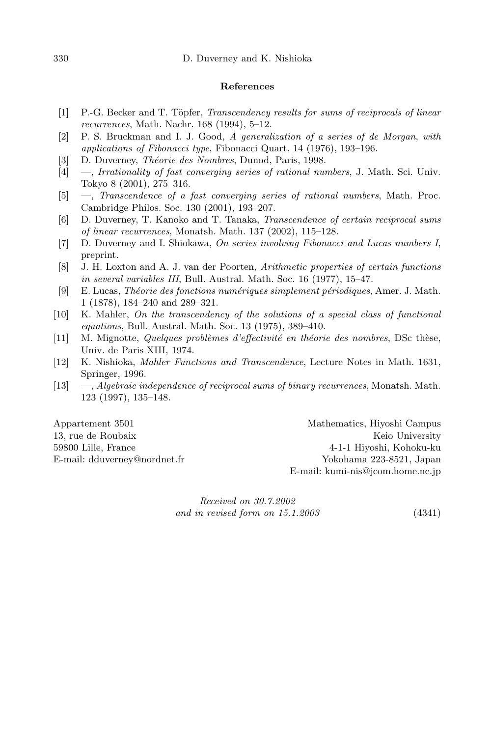## References

[1] P.-G. Becker and T. Töpfer, *Transcendency results for sums of reciprocals of linear recurrences*, Math. Nachr. 168 (1994), 5–12.

[2] P. S. Bruckman and I. J. Good, *A generalization of a series of de Morgan*, *with applications of Fibonacci type*, Fibonacci Quart. 14 (1976), 193–196.

[3] D. Duverney, *Théorie des Nombres*, Dunod, Paris, 1998.

[4] —, *Irrationality of fast converging series of rational numbers*, J. Math. Sci. Univ. Tokyo 8 (2001), 275–316.

[5] —, *Transcendence of a fast converging series of rational numbers*, Math. Proc. Cambridge Philos. Soc. 130 (2001), 193–207.

[6] D. Duverney, T. Kanoko and T. Tanaka, *Transcendence of certain reciprocal sums of linear recurrences*, Monatsh. Math. 137 (2002), 115–128.

[7] D. Duverney and I. Shiokawa, *On series involving Fibonacci and Lucas numbers I*, preprint.

[8] J. H. Loxton and A. J. van der Poorten, *Arithmetic properties of certain functions in several variables III*, Bull. Austral. Math. Soc. 16 (1977), 15–47.

[9] E. Lucas, *Théorie des fonctions numériques simplement périodiques*, Amer. J. Math. 1 (1878), 184–240 and 289–321.

[10] K. Mahler, *On the transcendency of the solutions of a special class of functional equations*, Bull. Austral. Math. Soc. 13 (1975), 389–410.

[11] M. Mignotte, *Quelques problèmes d'effectivité en théorie des nombres*, DSc thèse, Univ. de Paris XIII, 1974.

[12] K. Nishioka, *Mahler Functions and Transcendence*, Lecture Notes in Math. 1631, Springer, 1996.

[13] —, *Algebraic independence of reciprocal sums of binary recurrences*, Monatsh. Math. 123 (1997), 135–148.

Appartement 3501
13, rue de Roubaix
59800 Lille, France
E-mail: dduverney@nordnet.fr

Mathematics, Hiyoshi Campus
Keio University
4-1-1 Hiyoshi, Kohoku-ku
Yokohama 223-8521, Japan
E-mail: kumi-nis@jcom.home.ne.jp

*Received on 30.7.2002*
*and in revised form on 15.1.2003* (4341)